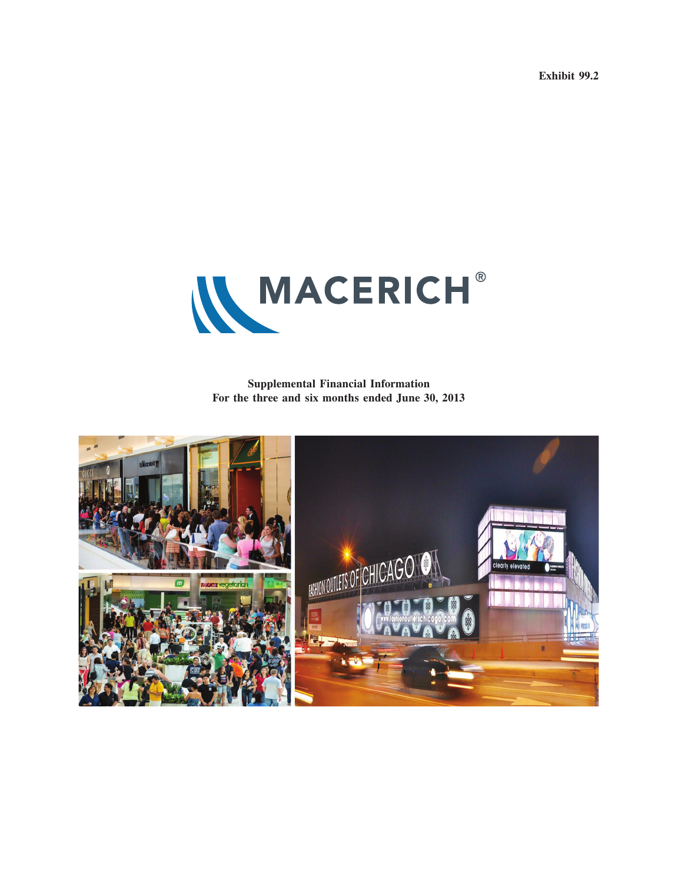Exhibit 99.2

MACERICH®

**Supplemental Financial Information**
**For the three and six months ended June 30, 2013**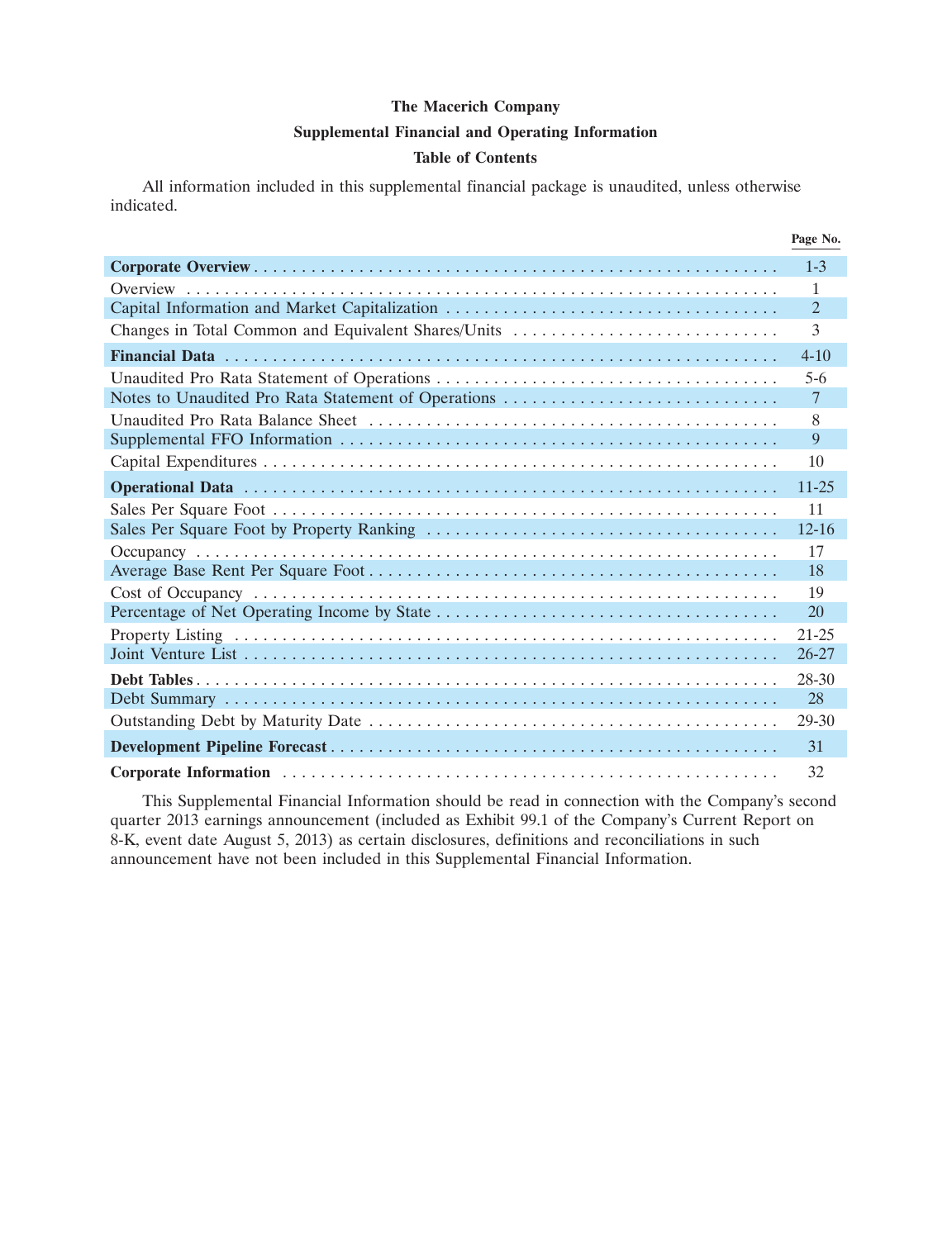**The Macerich Company**

**Supplemental Financial and Operating Information**

**Table of Contents**

All information included in this supplemental financial package is unaudited, unless otherwise indicated.

| | Page No. |
|---|---|
| **Corporate Overview** | 1-3 |
| Overview | 1 |
| Capital Information and Market Capitalization | 2 |
| Changes in Total Common and Equivalent Shares/Units | 3 |
| **Financial Data** | 4-10 |
| Unaudited Pro Rata Statement of Operations | 5-6 |
| Notes to Unaudited Pro Rata Statement of Operations | 7 |
| Unaudited Pro Rata Balance Sheet | 8 |
| Supplemental FFO Information | 9 |
| Capital Expenditures | 10 |
| **Operational Data** | 11-25 |
| Sales Per Square Foot | 11 |
| Sales Per Square Foot by Property Ranking | 12-16 |
| Occupancy | 17 |
| Average Base Rent Per Square Foot | 18 |
| Cost of Occupancy | 19 |
| Percentage of Net Operating Income by State | 20 |
| Property Listing | 21-25 |
| Joint Venture List | 26-27 |
| **Debt Tables** | 28-30 |
| Debt Summary | 28 |
| Outstanding Debt by Maturity Date | 29-30 |
| **Development Pipeline Forecast** | 31 |
| **Corporate Information** | 32 |

This Supplemental Financial Information should be read in connection with the Company's second quarter 2013 earnings announcement (included as Exhibit 99.1 of the Company's Current Report on 8-K, event date August 5, 2013) as certain disclosures, definitions and reconciliations in such announcement have not been included in this Supplemental Financial Information.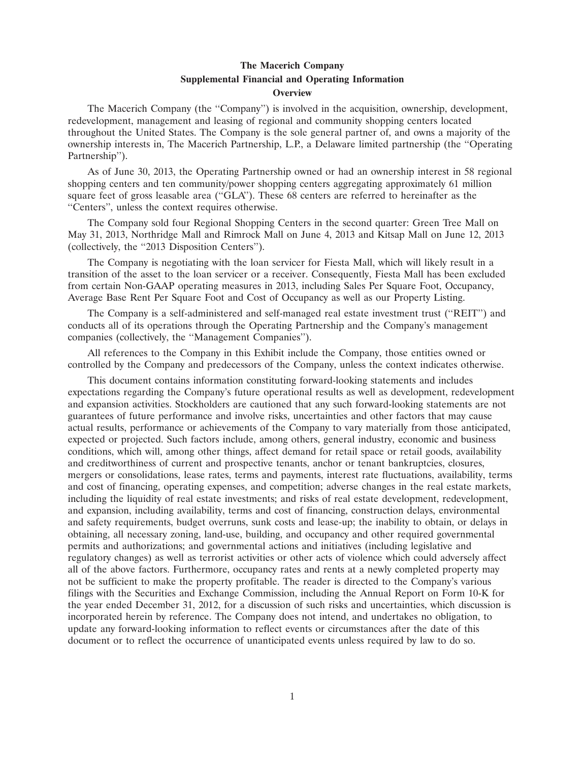# The Macerich Company

## Supplemental Financial and Operating Information

### Overview

The Macerich Company (the ''Company'') is involved in the acquisition, ownership, development, redevelopment, management and leasing of regional and community shopping centers located throughout the United States. The Company is the sole general partner of, and owns a majority of the ownership interests in, The Macerich Partnership, L.P., a Delaware limited partnership (the ''Operating Partnership'').

As of June 30, 2013, the Operating Partnership owned or had an ownership interest in 58 regional shopping centers and ten community/power shopping centers aggregating approximately 61 million square feet of gross leasable area (''GLA''). These 68 centers are referred to hereinafter as the ''Centers'', unless the context requires otherwise.

The Company sold four Regional Shopping Centers in the second quarter: Green Tree Mall on May 31, 2013, Northridge Mall and Rimrock Mall on June 4, 2013 and Kitsap Mall on June 12, 2013 (collectively, the ''2013 Disposition Centers'').

The Company is negotiating with the loan servicer for Fiesta Mall, which will likely result in a transition of the asset to the loan servicer or a receiver. Consequently, Fiesta Mall has been excluded from certain Non-GAAP operating measures in 2013, including Sales Per Square Foot, Occupancy, Average Base Rent Per Square Foot and Cost of Occupancy as well as our Property Listing.

The Company is a self-administered and self-managed real estate investment trust (''REIT'') and conducts all of its operations through the Operating Partnership and the Company's management companies (collectively, the ''Management Companies'').

All references to the Company in this Exhibit include the Company, those entities owned or controlled by the Company and predecessors of the Company, unless the context indicates otherwise.

This document contains information constituting forward-looking statements and includes expectations regarding the Company's future operational results as well as development, redevelopment and expansion activities. Stockholders are cautioned that any such forward-looking statements are not guarantees of future performance and involve risks, uncertainties and other factors that may cause actual results, performance or achievements of the Company to vary materially from those anticipated, expected or projected. Such factors include, among others, general industry, economic and business conditions, which will, among other things, affect demand for retail space or retail goods, availability and creditworthiness of current and prospective tenants, anchor or tenant bankruptcies, closures, mergers or consolidations, lease rates, terms and payments, interest rate fluctuations, availability, terms and cost of financing, operating expenses, and competition; adverse changes in the real estate markets, including the liquidity of real estate investments; and risks of real estate development, redevelopment, and expansion, including availability, terms and cost of financing, construction delays, environmental and safety requirements, budget overruns, sunk costs and lease-up; the inability to obtain, or delays in obtaining, all necessary zoning, land-use, building, and occupancy and other required governmental permits and authorizations; and governmental actions and initiatives (including legislative and regulatory changes) as well as terrorist activities or other acts of violence which could adversely affect all of the above factors. Furthermore, occupancy rates and rents at a newly completed property may not be sufficient to make the property profitable. The reader is directed to the Company's various filings with the Securities and Exchange Commission, including the Annual Report on Form 10-K for the year ended December 31, 2012, for a discussion of such risks and uncertainties, which discussion is incorporated herein by reference. The Company does not intend, and undertakes no obligation, to update any forward-looking information to reflect events or circumstances after the date of this document or to reflect the occurrence of unanticipated events unless required by law to do so.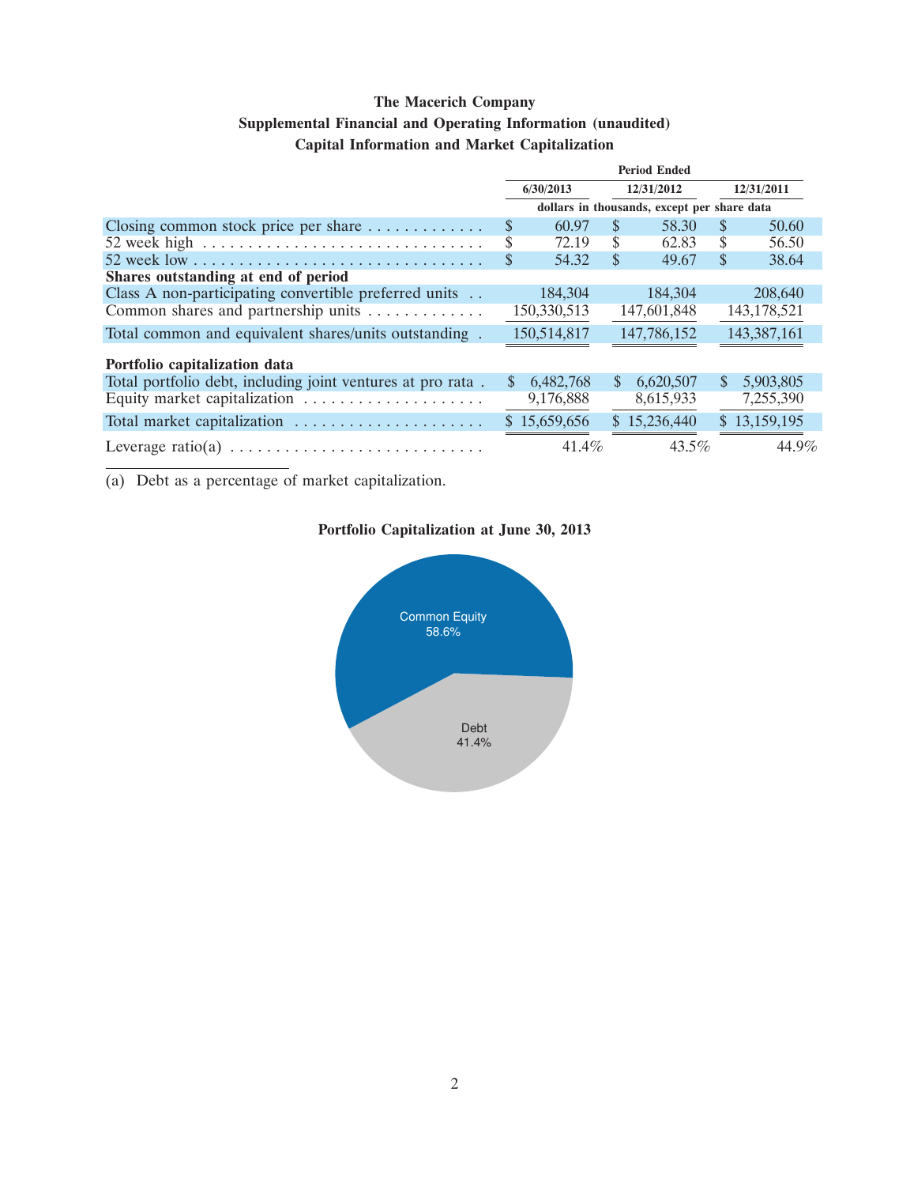# The Macerich Company

## Supplemental Financial and Operating Information (unaudited)

## Capital Information and Market Capitalization

| | Period Ended | | |
|---|---|---|---|
| | 6/30/2013 | 12/31/2012 | 12/31/2011 |
| | dollars in thousands, except per share data | | |
| Closing common stock price per share | $ 60.97 | $ 58.30 | $ 50.60 |
| 52 week high | $ 72.19 | $ 62.83 | $ 56.50 |
| 52 week low | $ 54.32 | $ 49.67 | $ 38.64 |
| **Shares outstanding at end of period** | | | |
| Class A non-participating convertible preferred units | 184,304 | 184,304 | 208,640 |
| Common shares and partnership units | 150,330,513 | 147,601,848 | 143,178,521 |
| Total common and equivalent shares/units outstanding | 150,514,817 | 147,786,152 | 143,387,161 |
| **Portfolio capitalization data** | | | |
| Total portfolio debt, including joint ventures at pro rata | $ 6,482,768 | $ 6,620,507 | $ 5,903,805 |
| Equity market capitalization | 9,176,888 | 8,615,933 | 7,255,390 |
| Total market capitalization | $ 15,659,656 | $ 15,236,440 | $ 13,159,195 |
| Leverage ratio(a) | 41.4% | 43.5% | 44.9% |

(a) Debt as a percentage of market capitalization.

**Portfolio Capitalization at June 30, 2013**

Common Equity 58.6%

Debt 41.4%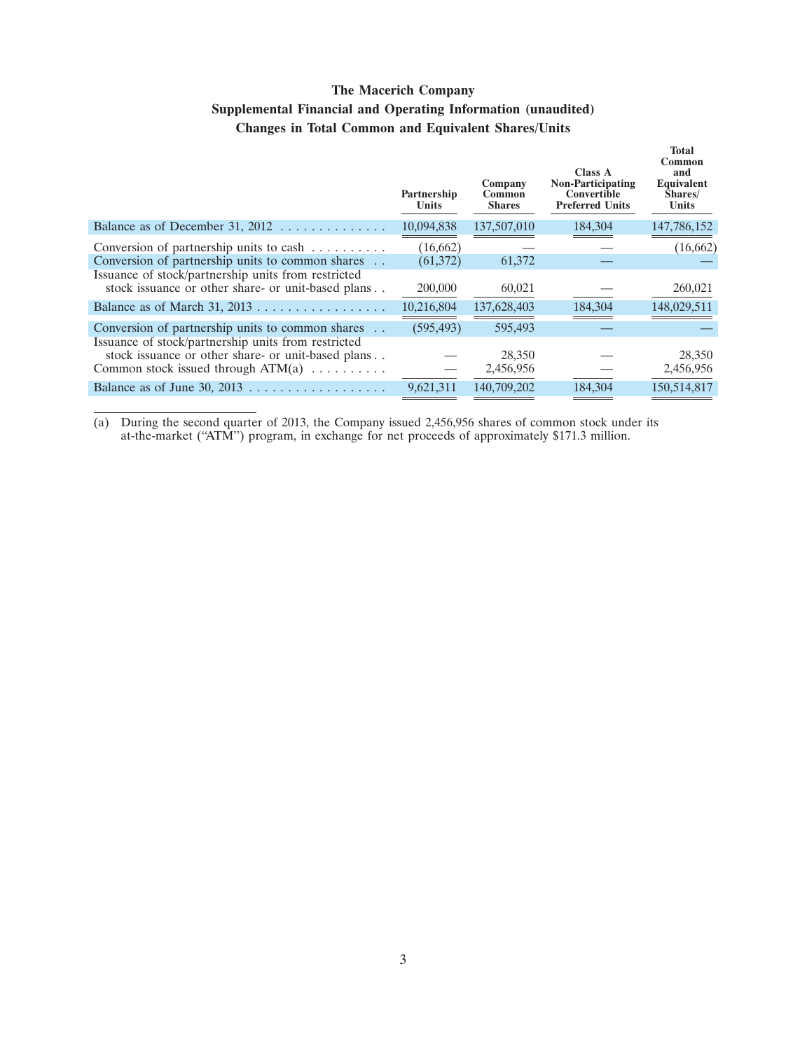# The Macerich Company

## Supplemental Financial and Operating Information (unaudited)

## Changes in Total Common and Equivalent Shares/Units

| | Partnership Units | Company Common Shares | Class A Non-Participating Convertible Preferred Units | Total Common and Equivalent Shares/ Units |
|---|---|---|---|---|
| Balance as of December 31, 2012 | 10,094,838 | 137,507,010 | 184,304 | 147,786,152 |
| Conversion of partnership units to cash | (16,662) | — | — | (16,662) |
| Conversion of partnership units to common shares | (61,372) | 61,372 | — | — |
| Issuance of stock/partnership units from restricted stock issuance or other share- or unit-based plans | 200,000 | 60,021 | — | 260,021 |
| Balance as of March 31, 2013 | 10,216,804 | 137,628,403 | 184,304 | 148,029,511 |
| Conversion of partnership units to common shares | (595,493) | 595,493 | — | — |
| Issuance of stock/partnership units from restricted stock issuance or other share- or unit-based plans | — | 28,350 | — | 28,350 |
| Common stock issued through ATM(a) | — | 2,456,956 | — | 2,456,956 |
| Balance as of June 30, 2013 | 9,621,311 | 140,709,202 | 184,304 | 150,514,817 |

(a) During the second quarter of 2013, the Company issued 2,456,956 shares of common stock under its at-the-market ("ATM") program, in exchange for net proceeds of approximately $171.3 million.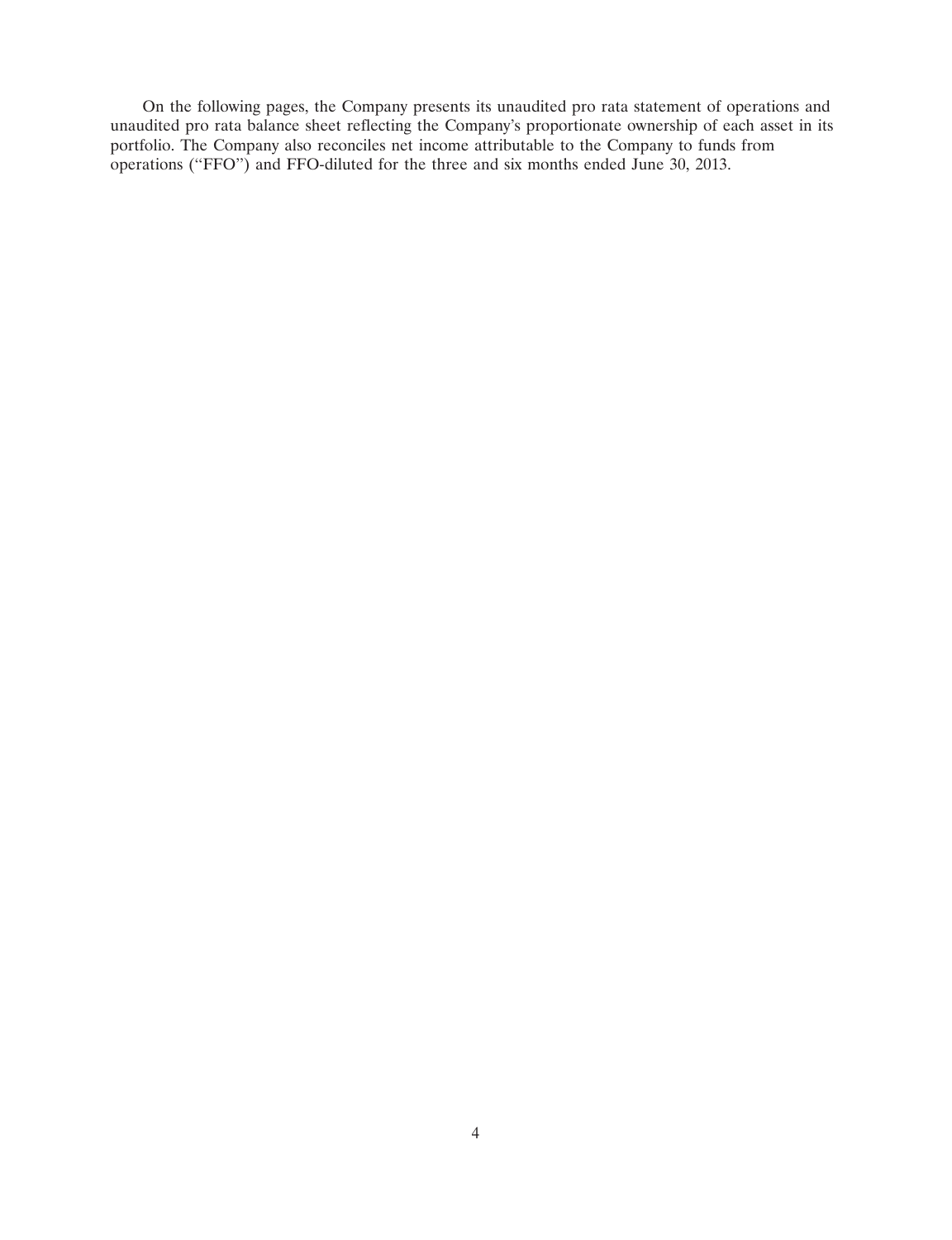On the following pages, the Company presents its unaudited pro rata statement of operations and unaudited pro rata balance sheet reflecting the Company's proportionate ownership of each asset in its portfolio. The Company also reconciles net income attributable to the Company to funds from operations ("FFO") and FFO-diluted for the three and six months ended June 30, 2013.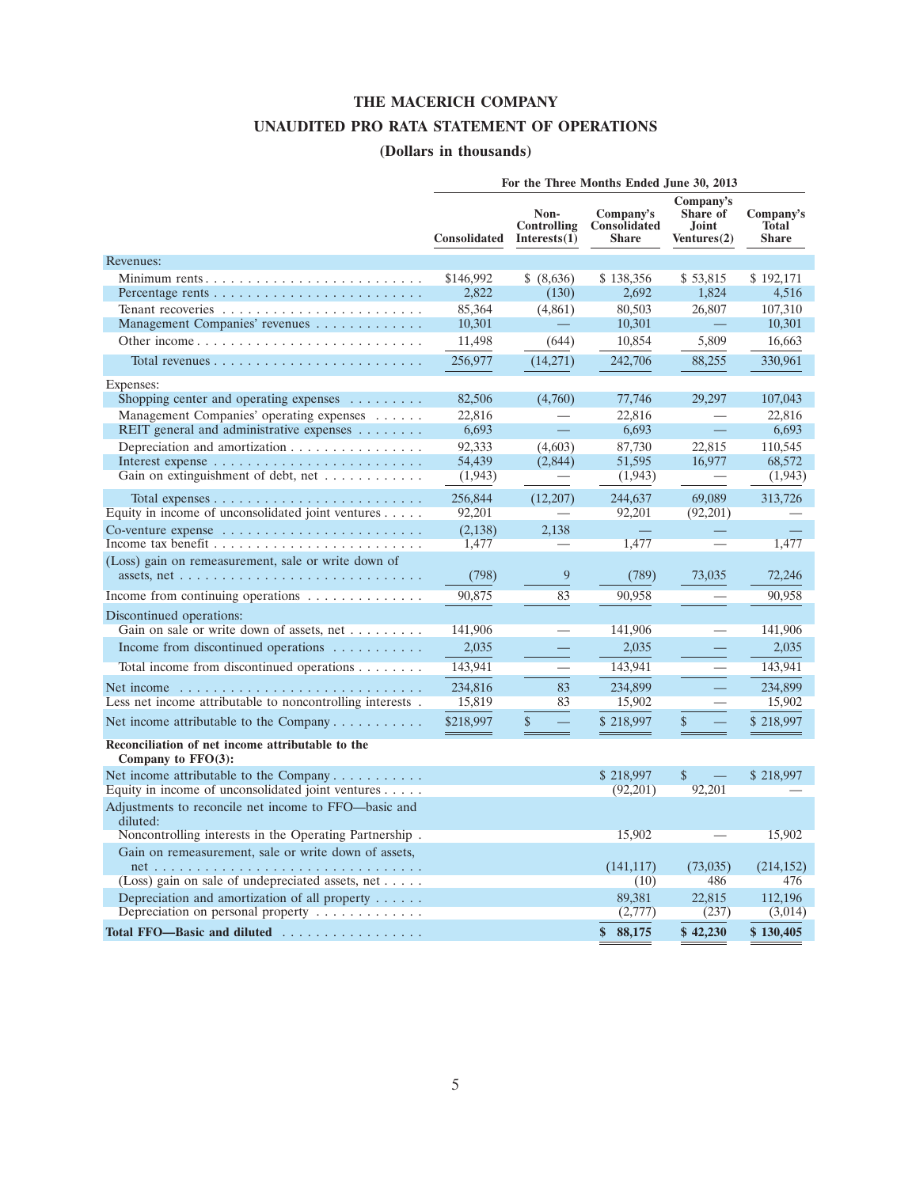# THE MACERICH COMPANY

## UNAUDITED PRO RATA STATEMENT OF OPERATIONS

### (Dollars in thousands)

| | For the Three Months Ended June 30, 2013 | | | | |
|---|---|---|---|---|---|
| | Consolidated | Non-Controlling Interests(1) | Company's Consolidated Share | Company's Share of Joint Ventures(2) | Company's Total Share |
| **Revenues:** | | | | | |
| Minimum rents | $146,992 | $ (8,636) | $ 138,356 | $ 53,815 | $ 192,171 |
| Percentage rents | 2,822 | (130) | 2,692 | 1,824 | 4,516 |
| Tenant recoveries | 85,364 | (4,861) | 80,503 | 26,807 | 107,310 |
| Management Companies' revenues | 10,301 | — | 10,301 | — | 10,301 |
| Other income | 11,498 | (644) | 10,854 | 5,809 | 16,663 |
| Total revenues | 256,977 | (14,271) | 242,706 | 88,255 | 330,961 |
| **Expenses:** | | | | | |
| Shopping center and operating expenses | 82,506 | (4,760) | 77,746 | 29,297 | 107,043 |
| Management Companies' operating expenses | 22,816 | — | 22,816 | — | 22,816 |
| REIT general and administrative expenses | 6,693 | — | 6,693 | — | 6,693 |
| Depreciation and amortization | 92,333 | (4,603) | 87,730 | 22,815 | 110,545 |
| Interest expense | 54,439 | (2,844) | 51,595 | 16,977 | 68,572 |
| Gain on extinguishment of debt, net | (1,943) | — | (1,943) | — | (1,943) |
| Total expenses | 256,844 | (12,207) | 244,637 | 69,089 | 313,726 |
| Equity in income of unconsolidated joint ventures | 92,201 | — | 92,201 | (92,201) | — |
| Co-venture expense | (2,138) | 2,138 | — | — | — |
| Income tax benefit | 1,477 | — | 1,477 | — | 1,477 |
| (Loss) gain on remeasurement, sale or write down of assets, net | (798) | 9 | (789) | 73,035 | 72,246 |
| Income from continuing operations | 90,875 | 83 | 90,958 | — | 90,958 |
| **Discontinued operations:** | | | | | |
| Gain on sale or write down of assets, net | 141,906 | — | 141,906 | — | 141,906 |
| Income from discontinued operations | 2,035 | — | 2,035 | — | 2,035 |
| Total income from discontinued operations | 143,941 | — | 143,941 | — | 143,941 |
| Net income | 234,816 | 83 | 234,899 | — | 234,899 |
| Less net income attributable to noncontrolling interests | 15,819 | 83 | 15,902 | — | 15,902 |
| Net income attributable to the Company | $218,997 | $ — | $ 218,997 | $ — | $ 218,997 |
| **Reconciliation of net income attributable to the Company to FFO(3):** | | | | | |
| Net income attributable to the Company | | | $ 218,997 | $ — | $ 218,997 |
| Equity in income of unconsolidated joint ventures | | | (92,201) | 92,201 | — |
| Adjustments to reconcile net income to FFO—basic and diluted: | | | | | |
| Noncontrolling interests in the Operating Partnership | | | 15,902 | — | 15,902 |
| Gain on remeasurement, sale or write down of assets, net | | | (141,117) | (73,035) | (214,152) |
| (Loss) gain on sale of undepreciated assets, net | | | (10) | 486 | 476 |
| Depreciation and amortization of all property | | | 89,381 | 22,815 | 112,196 |
| Depreciation on personal property | | | (2,777) | (237) | (3,014) |
| **Total FFO—Basic and diluted** | | | **$ 88,175** | **$ 42,230** | **$ 130,405** |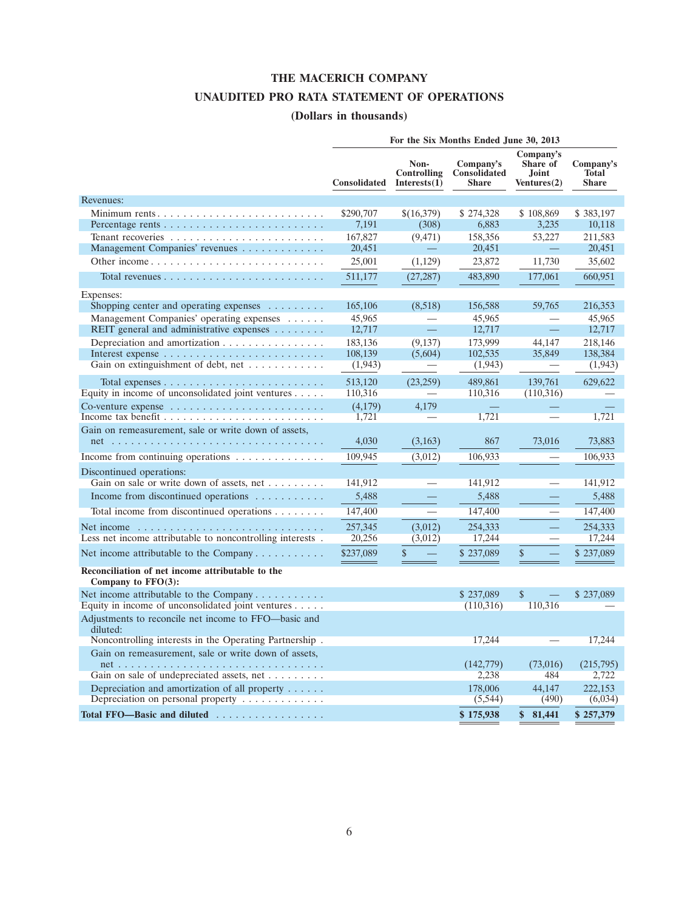# THE MACERICH COMPANY

## UNAUDITED PRO RATA STATEMENT OF OPERATIONS

### (Dollars in thousands)

| | For the Six Months Ended June 30, 2013 | | | | |
|---|---|---|---|---|---|
| | Consolidated | Non-Controlling Interests(1) | Company's Consolidated Share | Company's Share of Joint Ventures(2) | Company's Total Share |
| **Revenues:** | | | | | |
| Minimum rents | $290,707 | $(16,379) | $ 274,328 | $ 108,869 | $ 383,197 |
| Percentage rents | 7,191 | (308) | 6,883 | 3,235 | 10,118 |
| Tenant recoveries | 167,827 | (9,471) | 158,356 | 53,227 | 211,583 |
| Management Companies' revenues | 20,451 | — | 20,451 | — | 20,451 |
| Other income | 25,001 | (1,129) | 23,872 | 11,730 | 35,602 |
| Total revenues | 511,177 | (27,287) | 483,890 | 177,061 | 660,951 |
| **Expenses:** | | | | | |
| Shopping center and operating expenses | 165,106 | (8,518) | 156,588 | 59,765 | 216,353 |
| Management Companies' operating expenses | 45,965 | — | 45,965 | — | 45,965 |
| REIT general and administrative expenses | 12,717 | — | 12,717 | — | 12,717 |
| Depreciation and amortization | 183,136 | (9,137) | 173,999 | 44,147 | 218,146 |
| Interest expense | 108,139 | (5,604) | 102,535 | 35,849 | 138,384 |
| Gain on extinguishment of debt, net | (1,943) | — | (1,943) | — | (1,943) |
| Total expenses | 513,120 | (23,259) | 489,861 | 139,761 | 629,622 |
| Equity in income of unconsolidated joint ventures | 110,316 | — | 110,316 | (110,316) | — |
| Co-venture expense | (4,179) | 4,179 | — | — | — |
| Income tax benefit | 1,721 | — | 1,721 | — | 1,721 |
| Gain on remeasurement, sale or write down of assets, net | 4,030 | (3,163) | 867 | 73,016 | 73,883 |
| Income from continuing operations | 109,945 | (3,012) | 106,933 | — | 106,933 |
| **Discontinued operations:** | | | | | |
| Gain on sale or write down of assets, net | 141,912 | — | 141,912 | — | 141,912 |
| Income from discontinued operations | 5,488 | — | 5,488 | — | 5,488 |
| Total income from discontinued operations | 147,400 | — | 147,400 | — | 147,400 |
| Net income | 257,345 | (3,012) | 254,333 | — | 254,333 |
| Less net income attributable to noncontrolling interests | 20,256 | (3,012) | 17,244 | — | 17,244 |
| Net income attributable to the Company | $237,089 | $ — | $ 237,089 | $ — | $ 237,089 |
| **Reconciliation of net income attributable to the Company to FFO(3):** | | | | | |
| Net income attributable to the Company | | | $ 237,089 | $ — | $ 237,089 |
| Equity in income of unconsolidated joint ventures | | | (110,316) | 110,316 | — |
| Adjustments to reconcile net income to FFO—basic and diluted: | | | | | |
| Noncontrolling interests in the Operating Partnership | | | 17,244 | — | 17,244 |
| Gain on remeasurement, sale or write down of assets, net | | | (142,779) | (73,016) | (215,795) |
| Gain on sale of undepreciated assets, net | | | 2,238 | 484 | 2,722 |
| Depreciation and amortization of all property | | | 178,006 | 44,147 | 222,153 |
| Depreciation on personal property | | | (5,544) | (490) | (6,034) |
| **Total FFO—Basic and diluted** | | | **$ 175,938** | **$ 81,441** | **$ 257,379** |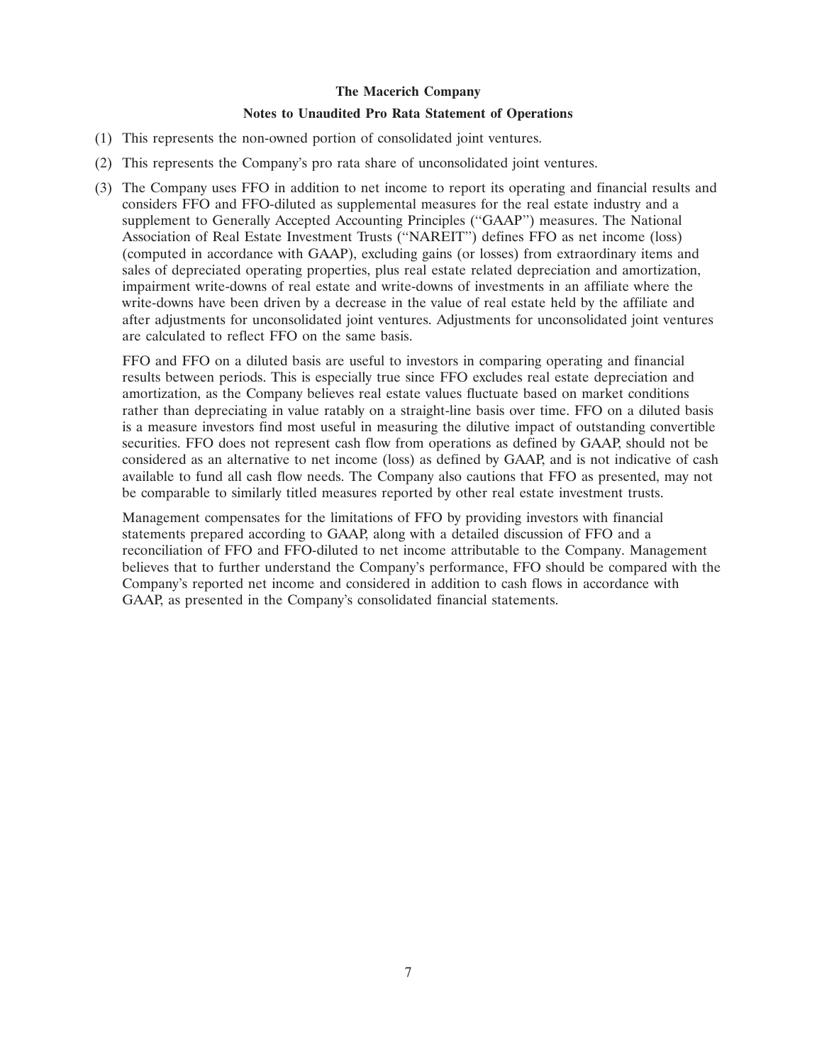# The Macerich Company

## Notes to Unaudited Pro Rata Statement of Operations

(1) This represents the non-owned portion of consolidated joint ventures.

(2) This represents the Company's pro rata share of unconsolidated joint ventures.

(3) The Company uses FFO in addition to net income to report its operating and financial results and considers FFO and FFO-diluted as supplemental measures for the real estate industry and a supplement to Generally Accepted Accounting Principles ("GAAP") measures. The National Association of Real Estate Investment Trusts ("NAREIT") defines FFO as net income (loss) (computed in accordance with GAAP), excluding gains (or losses) from extraordinary items and sales of depreciated operating properties, plus real estate related depreciation and amortization, impairment write-downs of real estate and write-downs of investments in an affiliate where the write-downs have been driven by a decrease in the value of real estate held by the affiliate and after adjustments for unconsolidated joint ventures. Adjustments for unconsolidated joint ventures are calculated to reflect FFO on the same basis.

FFO and FFO on a diluted basis are useful to investors in comparing operating and financial results between periods. This is especially true since FFO excludes real estate depreciation and amortization, as the Company believes real estate values fluctuate based on market conditions rather than depreciating in value ratably on a straight-line basis over time. FFO on a diluted basis is a measure investors find most useful in measuring the dilutive impact of outstanding convertible securities. FFO does not represent cash flow from operations as defined by GAAP, should not be considered as an alternative to net income (loss) as defined by GAAP, and is not indicative of cash available to fund all cash flow needs. The Company also cautions that FFO as presented, may not be comparable to similarly titled measures reported by other real estate investment trusts.

Management compensates for the limitations of FFO by providing investors with financial statements prepared according to GAAP, along with a detailed discussion of FFO and a reconciliation of FFO and FFO-diluted to net income attributable to the Company. Management believes that to further understand the Company's performance, FFO should be compared with the Company's reported net income and considered in addition to cash flows in accordance with GAAP, as presented in the Company's consolidated financial statements.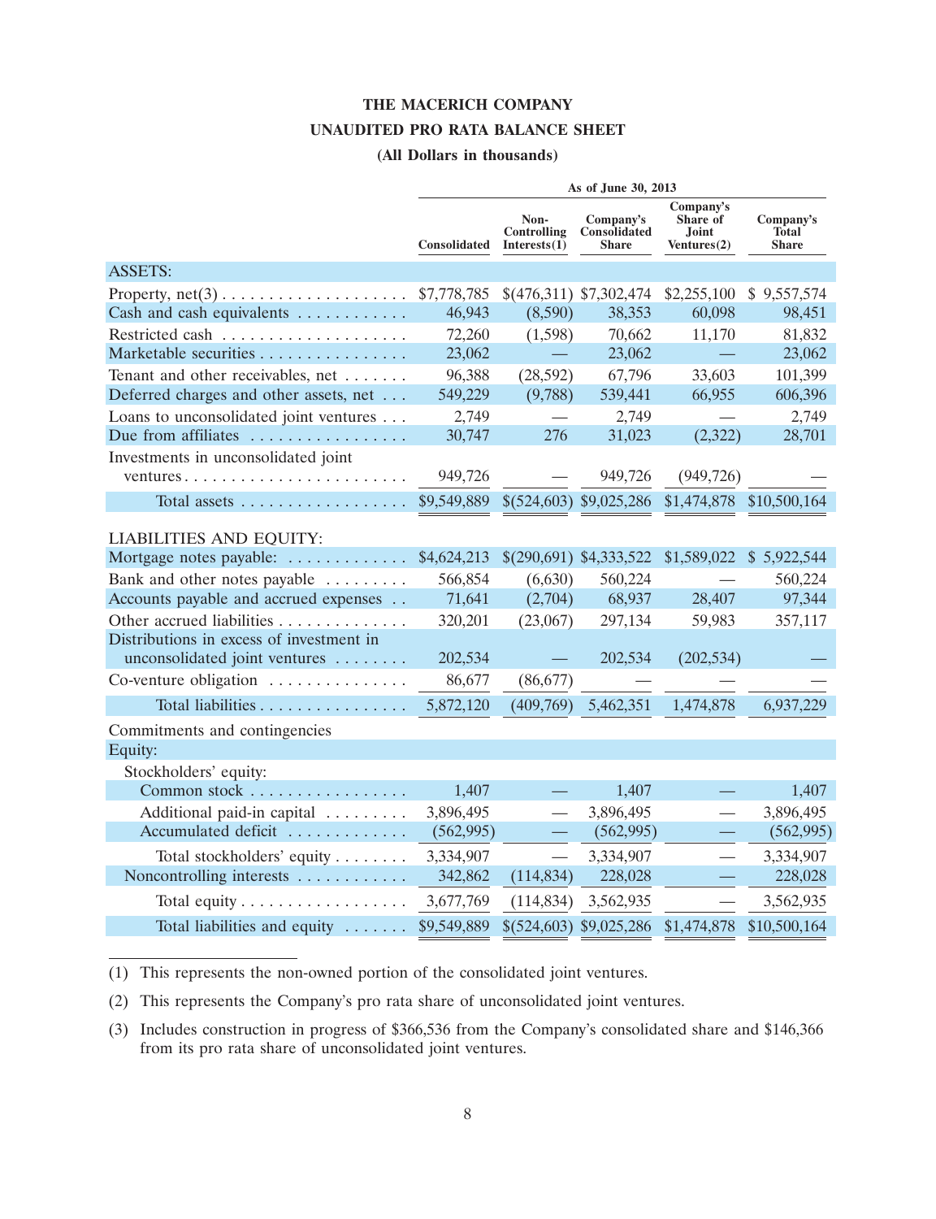# THE MACERICH COMPANY

## UNAUDITED PRO RATA BALANCE SHEET

### (All Dollars in thousands)

| | As of June 30, 2013 | | | | |
|---|---|---|---|---|---|
| | Consolidated | Non-Controlling Interests(1) | Company's Consolidated Share | Company's Share of Joint Ventures(2) | Company's Total Share |
| **ASSETS:** | | | | | |
| Property, net(3) | $7,778,785 | $(476,311) | $7,302,474 | $2,255,100 | $ 9,557,574 |
| Cash and cash equivalents | 46,943 | (8,590) | 38,353 | 60,098 | 98,451 |
| Restricted cash | 72,260 | (1,598) | 70,662 | 11,170 | 81,832 |
| Marketable securities | 23,062 | — | 23,062 | — | 23,062 |
| Tenant and other receivables, net | 96,388 | (28,592) | 67,796 | 33,603 | 101,399 |
| Deferred charges and other assets, net | 549,229 | (9,788) | 539,441 | 66,955 | 606,396 |
| Loans to unconsolidated joint ventures | 2,749 | — | 2,749 | — | 2,749 |
| Due from affiliates | 30,747 | 276 | 31,023 | (2,322) | 28,701 |
| Investments in unconsolidated joint ventures | 949,726 | — | 949,726 | (949,726) | — |
| Total assets | $9,549,889 | $(524,603) | $9,025,286 | $1,474,878 | $10,500,164 |
| **LIABILITIES AND EQUITY:** | | | | | |
| Mortgage notes payable: | $4,624,213 | $(290,691) | $4,333,522 | $1,589,022 | $ 5,922,544 |
| Bank and other notes payable | 566,854 | (6,630) | 560,224 | — | 560,224 |
| Accounts payable and accrued expenses | 71,641 | (2,704) | 68,937 | 28,407 | 97,344 |
| Other accrued liabilities | 320,201 | (23,067) | 297,134 | 59,983 | 357,117 |
| Distributions in excess of investment in unconsolidated joint ventures | 202,534 | — | 202,534 | (202,534) | — |
| Co-venture obligation | 86,677 | (86,677) | — | — | — |
| Total liabilities | 5,872,120 | (409,769) | 5,462,351 | 1,474,878 | 6,937,229 |
| Commitments and contingencies | | | | | |
| Equity: | | | | | |
| Stockholders' equity: | | | | | |
| Common stock | 1,407 | — | 1,407 | — | 1,407 |
| Additional paid-in capital | 3,896,495 | — | 3,896,495 | — | 3,896,495 |
| Accumulated deficit | (562,995) | — | (562,995) | — | (562,995) |
| Total stockholders' equity | 3,334,907 | — | 3,334,907 | — | 3,334,907 |
| Noncontrolling interests | 342,862 | (114,834) | 228,028 | — | 228,028 |
| Total equity | 3,677,769 | (114,834) | 3,562,935 | — | 3,562,935 |
| Total liabilities and equity | $9,549,889 | $(524,603) | $9,025,286 | $1,474,878 | $10,500,164 |

(1) This represents the non-owned portion of the consolidated joint ventures.

(2) This represents the Company's pro rata share of unconsolidated joint ventures.

(3) Includes construction in progress of $366,536 from the Company's consolidated share and $146,366 from its pro rata share of unconsolidated joint ventures.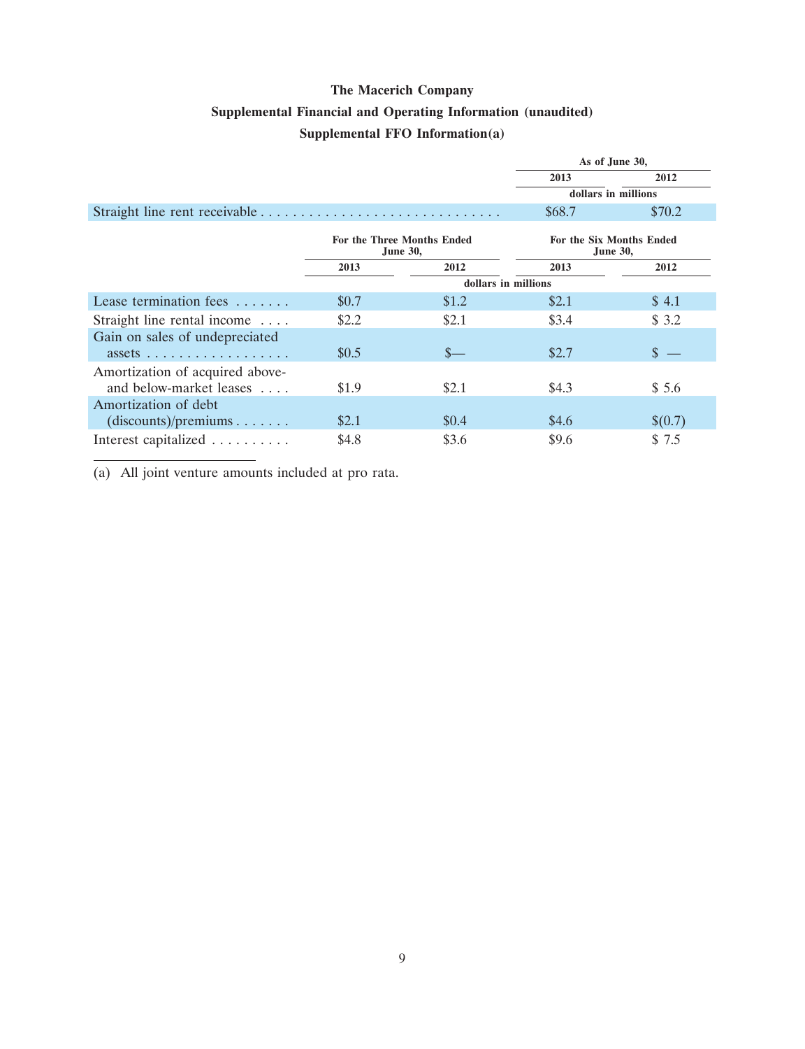**The Macerich Company**

**Supplemental Financial and Operating Information (unaudited)**

**Supplemental FFO Information(a)**

| | As of June 30, | |
|---|---|---|
| | 2013 | 2012 |
| | dollars in millions | |
| Straight line rent receivable | $68.7 | $70.2 |

| | For the Three Months Ended June 30, | | For the Six Months Ended June 30, | |
|---|---|---|---|---|
| | 2013 | 2012 | 2013 | 2012 |
| | dollars in millions | | | |
| Lease termination fees | $0.7 | $1.2 | $2.1 | $ 4.1 |
| Straight line rental income | $2.2 | $2.1 | $3.4 | $ 3.2 |
| Gain on sales of undepreciated assets | $0.5 | $— | $2.7 | $ — |
| Amortization of acquired above- and below-market leases | $1.9 | $2.1 | $4.3 | $ 5.6 |
| Amortization of debt (discounts)/premiums | $2.1 | $0.4 | $4.6 | $(0.7) |
| Interest capitalized | $4.8 | $3.6 | $9.6 | $ 7.5 |

(a) All joint venture amounts included at pro rata.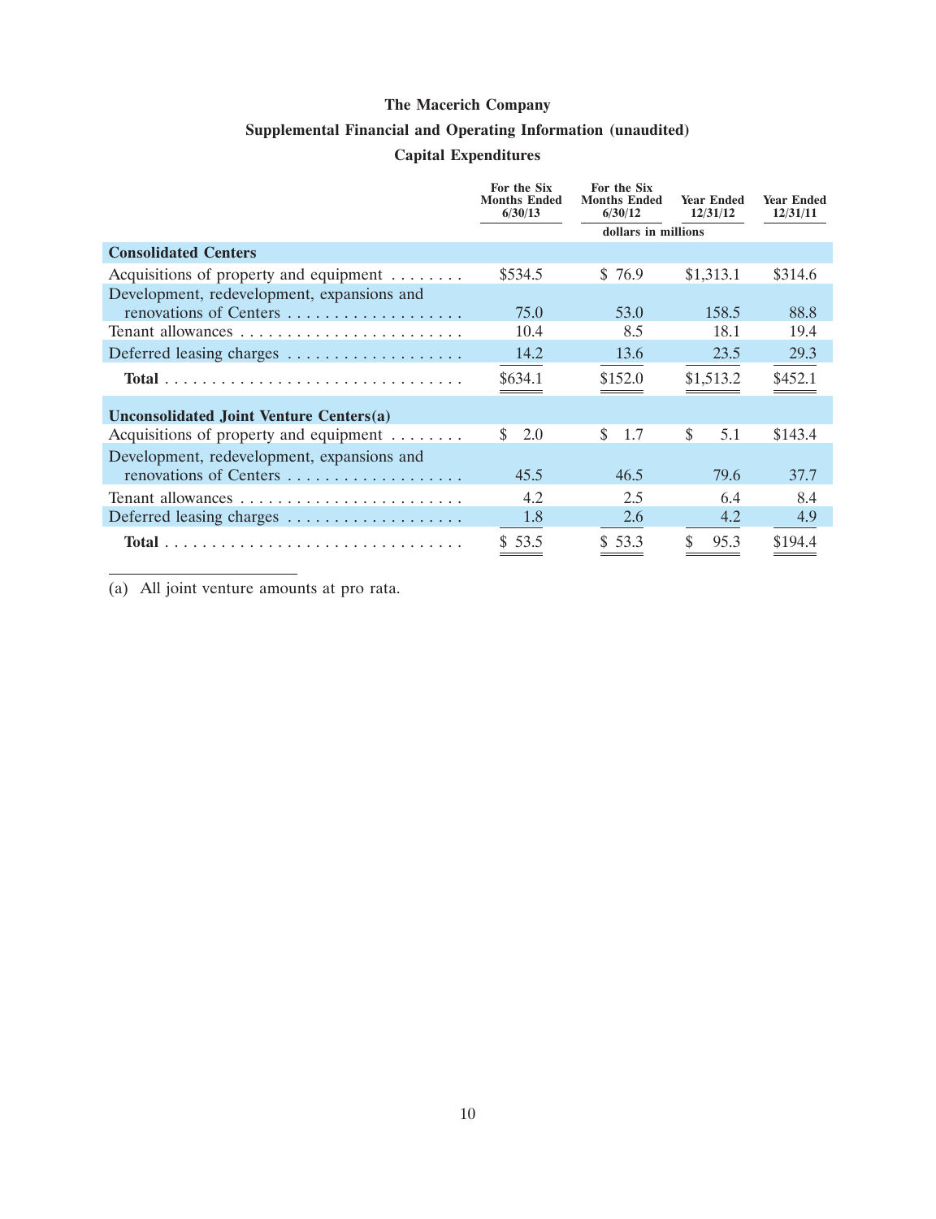# The Macerich Company

## Supplemental Financial and Operating Information (unaudited)

### Capital Expenditures

| | For the Six Months Ended 6/30/13 | For the Six Months Ended 6/30/12 | Year Ended 12/31/12 | Year Ended 12/31/11 |
|---|---|---|---|---|
| | | dollars in millions | | |
| **Consolidated Centers** | | | | |
| Acquisitions of property and equipment | $534.5 | $ 76.9 | $1,313.1 | $314.6 |
| Development, redevelopment, expansions and renovations of Centers | 75.0 | 53.0 | 158.5 | 88.8 |
| Tenant allowances | 10.4 | 8.5 | 18.1 | 19.4 |
| Deferred leasing charges | 14.2 | 13.6 | 23.5 | 29.3 |
| **Total** | $634.1 | $152.0 | $1,513.2 | $452.1 |
| **Unconsolidated Joint Venture Centers(a)** | | | | |
| Acquisitions of property and equipment | $ 2.0 | $ 1.7 | $ 5.1 | $143.4 |
| Development, redevelopment, expansions and renovations of Centers | 45.5 | 46.5 | 79.6 | 37.7 |
| Tenant allowances | 4.2 | 2.5 | 6.4 | 8.4 |
| Deferred leasing charges | 1.8 | 2.6 | 4.2 | 4.9 |
| **Total** | $ 53.5 | $ 53.3 | $ 95.3 | $194.4 |

(a) All joint venture amounts at pro rata.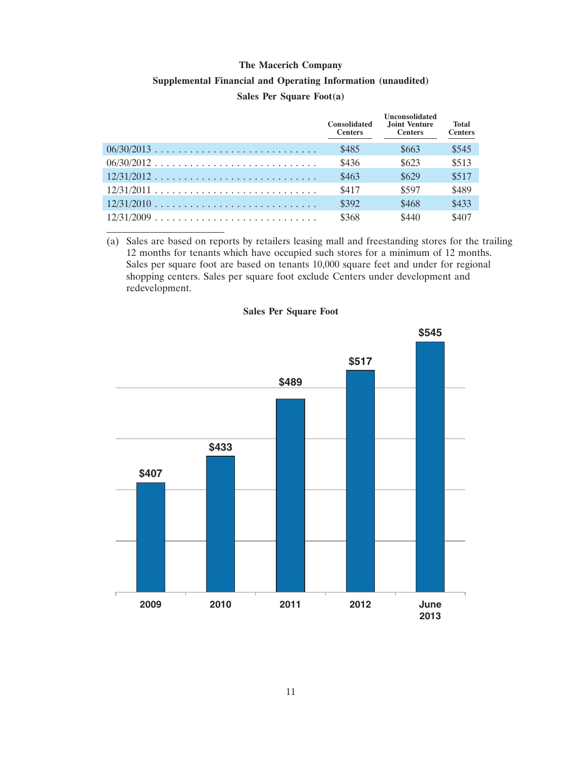**The Macerich Company**

**Supplemental Financial and Operating Information (unaudited)**

**Sales Per Square Foot(a)**

| | Consolidated Centers | Unconsolidated Joint Venture Centers | Total Centers |
|---|---|---|---|
| 06/30/2013 | $485 | $663 | $545 |
| 06/30/2012 | $436 | $623 | $513 |
| 12/31/2012 | $463 | $629 | $517 |
| 12/31/2011 | $417 | $597 | $489 |
| 12/31/2010 | $392 | $468 | $433 |
| 12/31/2009 | $368 | $440 | $407 |

(a) Sales are based on reports by retailers leasing mall and freestanding stores for the trailing 12 months for tenants which have occupied such stores for a minimum of 12 months. Sales per square foot are based on tenants 10,000 square feet and under for regional shopping centers. Sales per square foot exclude Centers under development and redevelopment.

**Sales Per Square Foot**

| 2009 | 2010 | 2011 | 2012 | June 2013 |
|---|---|---|---|---|
| $407 | $433 | $489 | $517 | $545 |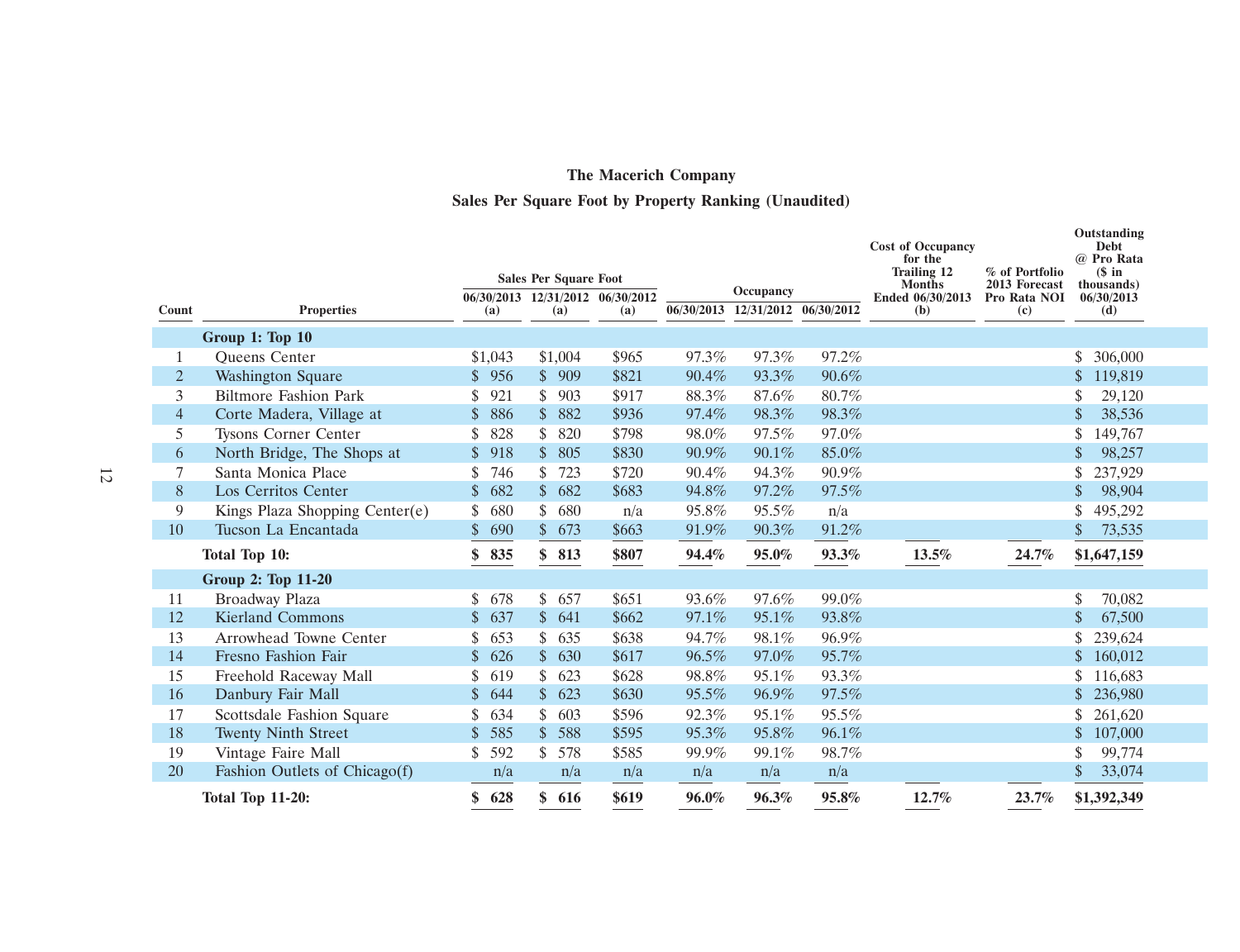**The Macerich Company**

**Sales Per Square Foot by Property Ranking (Unaudited)**

| Count | Properties | Sales Per Square Foot | | | Occupancy | | | Cost of Occupancy for the Trailing 12 Months Ended 06/30/2013 (b) | % of Portfolio 2013 Forecast Pro Rata NOI (c) | Outstanding Debt @ Pro Rata ($ in thousands) 06/30/2013 (d) |
|---|---|---|---|---|---|---|---|---|---|---|
| | | 06/30/2013 (a) | 12/31/2012 (a) | 06/30/2012 (a) | 06/30/2013 | 12/31/2012 | 06/30/2012 | | | |
| | **Group 1: Top 10** | | | | | | | | | |
| 1 | Queens Center | $1,043 | $1,004 | $965 | 97.3% | 97.3% | 97.2% | | | $ 306,000 |
| 2 | Washington Square | $ 956 | $ 909 | $821 | 90.4% | 93.3% | 90.6% | | | $ 119,819 |
| 3 | Biltmore Fashion Park | $ 921 | $ 903 | $917 | 88.3% | 87.6% | 80.7% | | | $ 29,120 |
| 4 | Corte Madera, Village at | $ 886 | $ 882 | $936 | 97.4% | 98.3% | 98.3% | | | $ 38,536 |
| 5 | Tysons Corner Center | $ 828 | $ 820 | $798 | 98.0% | 97.5% | 97.0% | | | $ 149,767 |
| 6 | North Bridge, The Shops at | $ 918 | $ 805 | $830 | 90.9% | 90.1% | 85.0% | | | $ 98,257 |
| 7 | Santa Monica Place | $ 746 | $ 723 | $720 | 90.4% | 94.3% | 90.9% | | | $ 237,929 |
| 8 | Los Cerritos Center | $ 682 | $ 682 | $683 | 94.8% | 97.2% | 97.5% | | | $ 98,904 |
| 9 | Kings Plaza Shopping Center(e) | $ 680 | $ 680 | n/a | 95.8% | 95.5% | n/a | | | $ 495,292 |
| 10 | Tucson La Encantada | $ 690 | $ 673 | $663 | 91.9% | 90.3% | 91.2% | | | $ 73,535 |
| | **Total Top 10:** | **$ 835** | **$ 813** | **$807** | **94.4%** | **95.0%** | **93.3%** | **13.5%** | **24.7%** | **$1,647,159** |
| | **Group 2: Top 11-20** | | | | | | | | | |
| 11 | Broadway Plaza | $ 678 | $ 657 | $651 | 93.6% | 97.6% | 99.0% | | | $ 70,082 |
| 12 | Kierland Commons | $ 637 | $ 641 | $662 | 97.1% | 95.1% | 93.8% | | | $ 67,500 |
| 13 | Arrowhead Towne Center | $ 653 | $ 635 | $638 | 94.7% | 98.1% | 96.9% | | | $ 239,624 |
| 14 | Fresno Fashion Fair | $ 626 | $ 630 | $617 | 96.5% | 97.0% | 95.7% | | | $ 160,012 |
| 15 | Freehold Raceway Mall | $ 619 | $ 623 | $628 | 98.8% | 95.1% | 93.3% | | | $ 116,683 |
| 16 | Danbury Fair Mall | $ 644 | $ 623 | $630 | 95.5% | 96.9% | 97.5% | | | $ 236,980 |
| 17 | Scottsdale Fashion Square | $ 634 | $ 603 | $596 | 92.3% | 95.1% | 95.5% | | | $ 261,620 |
| 18 | Twenty Ninth Street | $ 585 | $ 588 | $595 | 95.3% | 95.8% | 96.1% | | | $ 107,000 |
| 19 | Vintage Faire Mall | $ 592 | $ 578 | $585 | 99.9% | 99.1% | 98.7% | | | $ 99,774 |
| 20 | Fashion Outlets of Chicago(f) | n/a | n/a | n/a | n/a | n/a | n/a | | | $ 33,074 |
| | **Total Top 11-20:** | **$ 628** | **$ 616** | **$619** | **96.0%** | **96.3%** | **95.8%** | **12.7%** | **23.7%** | **$1,392,349** |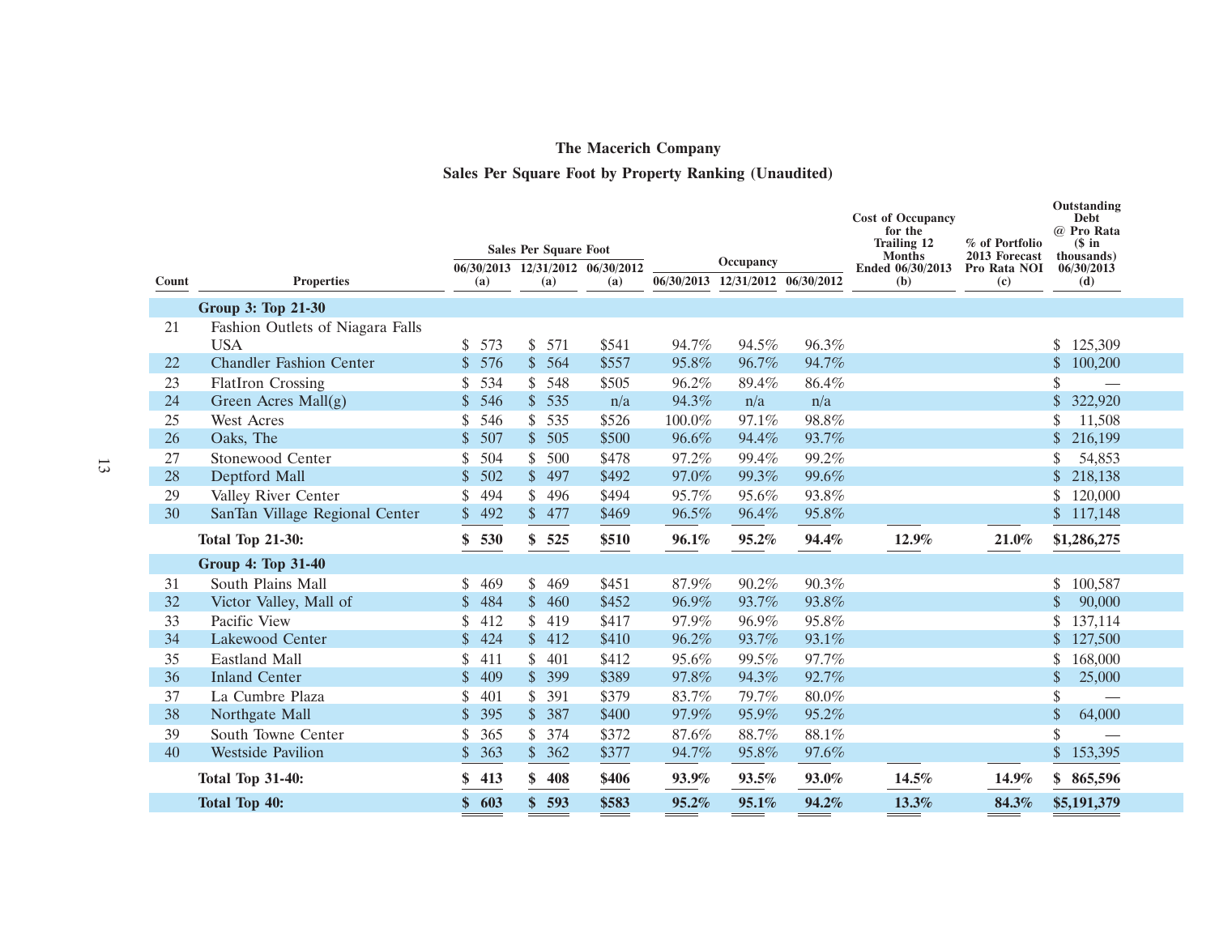# The Macerich Company

## Sales Per Square Foot by Property Ranking (Unaudited)

| Count | Properties | Sales Per Square Foot 06/30/2013 (a) | Sales Per Square Foot 12/31/2012 (a) | Sales Per Square Foot 06/30/2012 (a) | Occupancy 06/30/2013 | Occupancy 12/31/2012 | Occupancy 06/30/2012 | Cost of Occupancy for the Trailing 12 Months Ended 06/30/2013 (b) | % of Portfolio 2013 Forecast Pro Rata NOI (c) | Outstanding Debt @ Pro Rata ($ in thousands) 06/30/2013 (d) |
|---|---|---|---|---|---|---|---|---|---|---|
| | **Group 3: Top 21-30** | | | | | | | | | |
| 21 | Fashion Outlets of Niagara Falls USA | $ 573 | $ 571 | $541 | 94.7% | 94.5% | 96.3% | | | $ 125,309 |
| 22 | Chandler Fashion Center | $ 576 | $ 564 | $557 | 95.8% | 96.7% | 94.7% | | | $ 100,200 |
| 23 | FlatIron Crossing | $ 534 | $ 548 | $505 | 96.2% | 89.4% | 86.4% | | | $ — |
| 24 | Green Acres Mall(g) | $ 546 | $ 535 | n/a | 94.3% | n/a | n/a | | | $ 322,920 |
| 25 | West Acres | $ 546 | $ 535 | $526 | 100.0% | 97.1% | 98.8% | | | $ 11,508 |
| 26 | Oaks, The | $ 507 | $ 505 | $500 | 96.6% | 94.4% | 93.7% | | | $ 216,199 |
| 27 | Stonewood Center | $ 504 | $ 500 | $478 | 97.2% | 99.4% | 99.2% | | | $ 54,853 |
| 28 | Deptford Mall | $ 502 | $ 497 | $492 | 97.0% | 99.3% | 99.6% | | | $ 218,138 |
| 29 | Valley River Center | $ 494 | $ 496 | $494 | 95.7% | 95.6% | 93.8% | | | $ 120,000 |
| 30 | SanTan Village Regional Center | $ 492 | $ 477 | $469 | 96.5% | 96.4% | 95.8% | | | $ 117,148 |
| | **Total Top 21-30:** | **$ 530** | **$ 525** | **$510** | **96.1%** | **95.2%** | **94.4%** | **12.9%** | **21.0%** | **$1,286,275** |
| | **Group 4: Top 31-40** | | | | | | | | | |
| 31 | South Plains Mall | $ 469 | $ 469 | $451 | 87.9% | 90.2% | 90.3% | | | $ 100,587 |
| 32 | Victor Valley, Mall of | $ 484 | $ 460 | $452 | 96.9% | 93.7% | 93.8% | | | $ 90,000 |
| 33 | Pacific View | $ 412 | $ 419 | $417 | 97.9% | 96.9% | 95.8% | | | $ 137,114 |
| 34 | Lakewood Center | $ 424 | $ 412 | $410 | 96.2% | 93.7% | 93.1% | | | $ 127,500 |
| 35 | Eastland Mall | $ 411 | $ 401 | $412 | 95.6% | 99.5% | 97.7% | | | $ 168,000 |
| 36 | Inland Center | $ 409 | $ 399 | $389 | 97.8% | 94.3% | 92.7% | | | $ 25,000 |
| 37 | La Cumbre Plaza | $ 401 | $ 391 | $379 | 83.7% | 79.7% | 80.0% | | | $ — |
| 38 | Northgate Mall | $ 395 | $ 387 | $400 | 97.9% | 95.9% | 95.2% | | | $ 64,000 |
| 39 | South Towne Center | $ 365 | $ 374 | $372 | 87.6% | 88.7% | 88.1% | | | $ — |
| 40 | Westside Pavilion | $ 363 | $ 362 | $377 | 94.7% | 95.8% | 97.6% | | | $ 153,395 |
| | **Total Top 31-40:** | **$ 413** | **$ 408** | **$406** | **93.9%** | **93.5%** | **93.0%** | **14.5%** | **14.9%** | **$ 865,596** |
| | **Total Top 40:** | **$ 603** | **$ 593** | **$583** | **95.2%** | **95.1%** | **94.2%** | **13.3%** | **84.3%** | **$5,191,379** |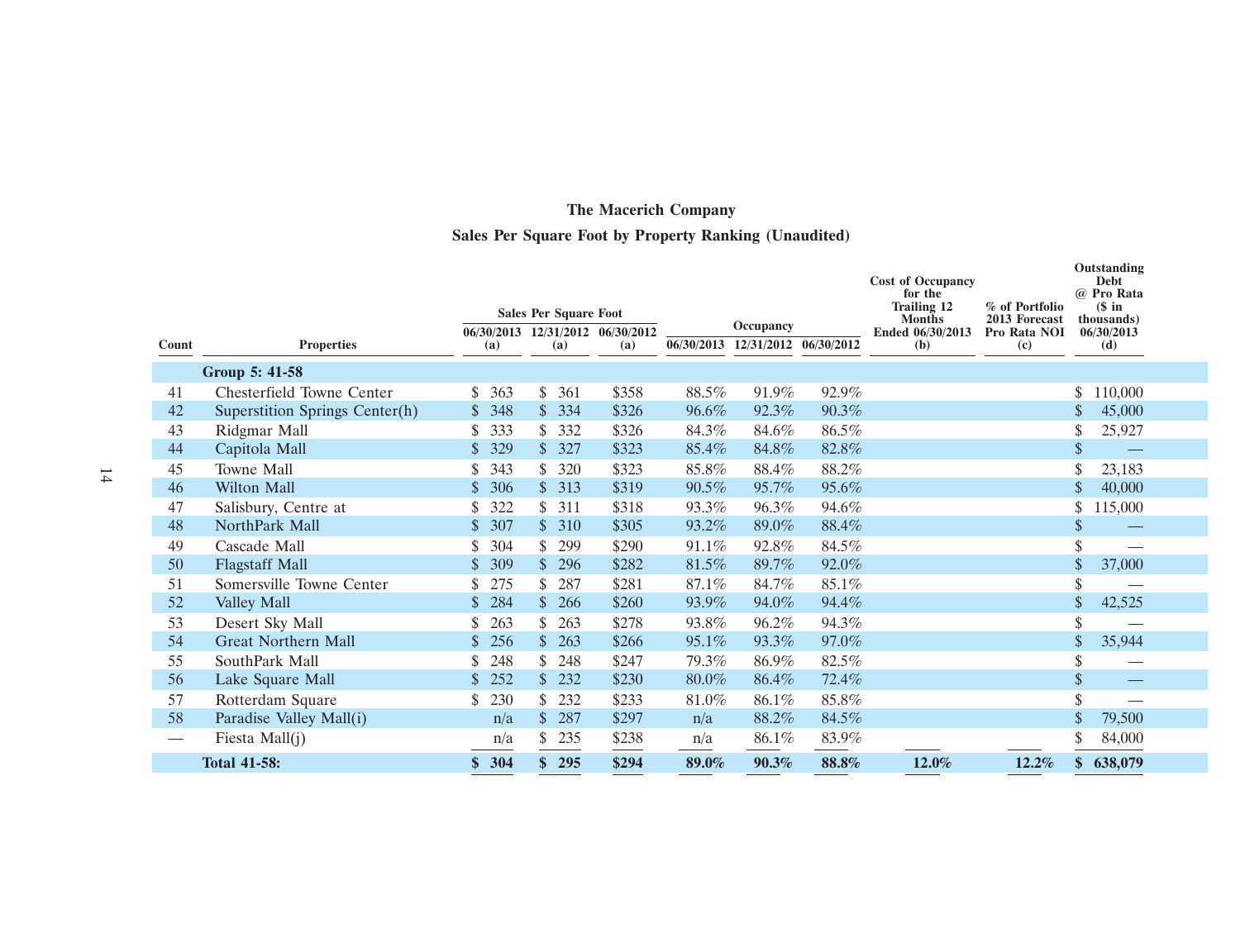# The Macerich Company

## Sales Per Square Foot by Property Ranking (Unaudited)

| Count | Properties | Sales Per Square Foot 06/30/2013 (a) | Sales Per Square Foot 12/31/2012 (a) | Sales Per Square Foot 06/30/2012 (a) | Occupancy 06/30/2013 | Occupancy 12/31/2012 | Occupancy 06/30/2012 | Cost of Occupancy for the Trailing 12 Months Ended 06/30/2013 (b) | % of Portfolio 2013 Forecast Pro Rata NOI (c) | Outstanding Debt @ Pro Rata ($ in thousands) 06/30/2013 (d) |
|---|---|---|---|---|---|---|---|---|---|---|
| | **Group 5: 41-58** | | | | | | | | | |
| 41 | Chesterfield Towne Center | $ 363 | $ 361 | $358 | 88.5% | 91.9% | 92.9% | | | $ 110,000 |
| 42 | Superstition Springs Center(h) | $ 348 | $ 334 | $326 | 96.6% | 92.3% | 90.3% | | | $ 45,000 |
| 43 | Ridgmar Mall | $ 333 | $ 332 | $326 | 84.3% | 84.6% | 86.5% | | | $ 25,927 |
| 44 | Capitola Mall | $ 329 | $ 327 | $323 | 85.4% | 84.8% | 82.8% | | | $ — |
| 45 | Towne Mall | $ 343 | $ 320 | $323 | 85.8% | 88.4% | 88.2% | | | $ 23,183 |
| 46 | Wilton Mall | $ 306 | $ 313 | $319 | 90.5% | 95.7% | 95.6% | | | $ 40,000 |
| 47 | Salisbury, Centre at | $ 322 | $ 311 | $318 | 93.3% | 96.3% | 94.6% | | | $ 115,000 |
| 48 | NorthPark Mall | $ 307 | $ 310 | $305 | 93.2% | 89.0% | 88.4% | | | $ — |
| 49 | Cascade Mall | $ 304 | $ 299 | $290 | 91.1% | 92.8% | 84.5% | | | $ — |
| 50 | Flagstaff Mall | $ 309 | $ 296 | $282 | 81.5% | 89.7% | 92.0% | | | $ 37,000 |
| 51 | Somersville Towne Center | $ 275 | $ 287 | $281 | 87.1% | 84.7% | 85.1% | | | $ — |
| 52 | Valley Mall | $ 284 | $ 266 | $260 | 93.9% | 94.0% | 94.4% | | | $ 42,525 |
| 53 | Desert Sky Mall | $ 263 | $ 263 | $278 | 93.8% | 96.2% | 94.3% | | | $ — |
| 54 | Great Northern Mall | $ 256 | $ 263 | $266 | 95.1% | 93.3% | 97.0% | | | $ 35,944 |
| 55 | SouthPark Mall | $ 248 | $ 248 | $247 | 79.3% | 86.9% | 82.5% | | | $ — |
| 56 | Lake Square Mall | $ 252 | $ 232 | $230 | 80.0% | 86.4% | 72.4% | | | $ — |
| 57 | Rotterdam Square | $ 230 | $ 232 | $233 | 81.0% | 86.1% | 85.8% | | | $ — |
| 58 | Paradise Valley Mall(i) | n/a | $ 287 | $297 | n/a | 88.2% | 84.5% | | | $ 79,500 |
| — | Fiesta Mall(j) | n/a | $ 235 | $238 | n/a | 86.1% | 83.9% | | | $ 84,000 |
| | **Total 41-58:** | **$ 304** | **$ 295** | **$294** | **89.0%** | **90.3%** | **88.8%** | **12.0%** | **12.2%** | **$ 638,079** |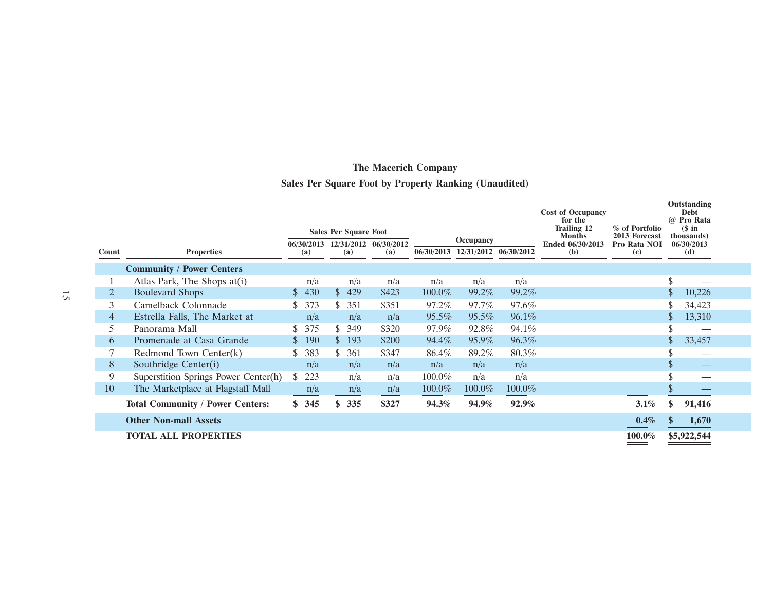## The Macerich Company

## Sales Per Square Foot by Property Ranking (Unaudited)

| Count | Properties | Sales Per Square Foot | | | Occupancy | | | Cost of Occupancy for the Trailing 12 Months Ended 06/30/2013 (b) | % of Portfolio 2013 Forecast Pro Rata NOI (c) | Outstanding Debt @ Pro Rata ($ in thousands) 06/30/2013 (d) |
|---|---|---|---|---|---|---|---|---|---|---|
| | | 06/30/2013 (a) | 12/31/2012 (a) | 06/30/2012 (a) | 06/30/2013 | 12/31/2012 | 06/30/2012 | | | |
| | **Community / Power Centers** | | | | | | | | | |
| 1 | Atlas Park, The Shops at(i) | n/a | n/a | n/a | n/a | n/a | n/a | | | $ — |
| 2 | Boulevard Shops | $ 430 | $ 429 | $423 | 100.0% | 99.2% | 99.2% | | | $ 10,226 |
| 3 | Camelback Colonnade | $ 373 | $ 351 | $351 | 97.2% | 97.7% | 97.6% | | | $ 34,423 |
| 4 | Estrella Falls, The Market at | n/a | n/a | n/a | 95.5% | 95.5% | 96.1% | | | $ 13,310 |
| 5 | Panorama Mall | $ 375 | $ 349 | $320 | 97.9% | 92.8% | 94.1% | | | $ — |
| 6 | Promenade at Casa Grande | $ 190 | $ 193 | $200 | 94.4% | 95.9% | 96.3% | | | $ 33,457 |
| 7 | Redmond Town Center(k) | $ 383 | $ 361 | $347 | 86.4% | 89.2% | 80.3% | | | $ — |
| 8 | Southridge Center(i) | n/a | n/a | n/a | n/a | n/a | n/a | | | $ — |
| 9 | Superstition Springs Power Center(h) | $ 223 | n/a | n/a | 100.0% | n/a | n/a | | | $ — |
| 10 | The Marketplace at Flagstaff Mall | n/a | n/a | n/a | 100.0% | 100.0% | 100.0% | | | $ — |
| | **Total Community / Power Centers:** | **$ 345** | **$ 335** | **$327** | **94.3%** | **94.9%** | **92.9%** | | **3.1%** | **$ 91,416** |
| | **Other Non-mall Assets** | | | | | | | | **0.4%** | **$ 1,670** |
| | **TOTAL ALL PROPERTIES** | | | | | | | | **100.0%** | **$5,922,544** |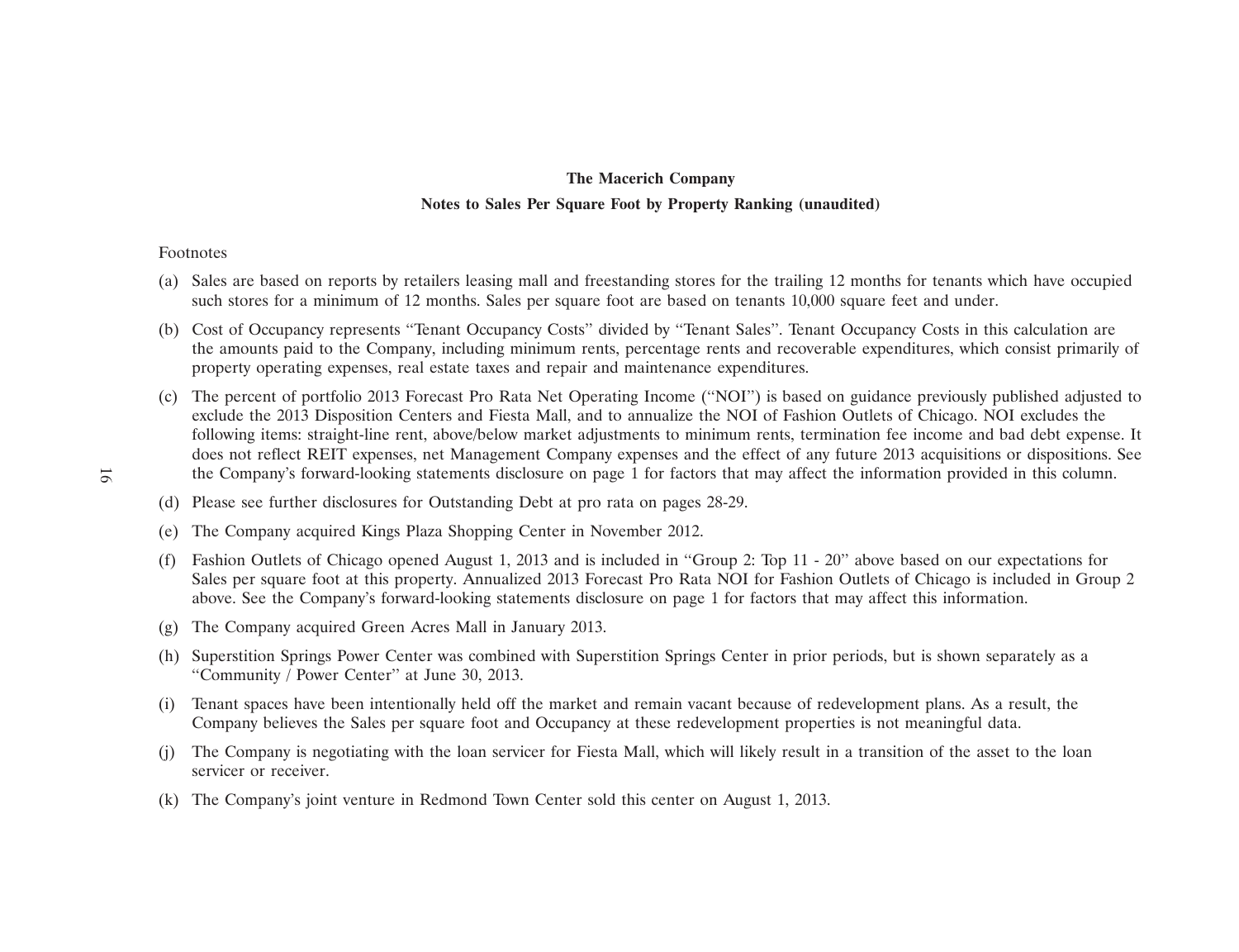**The Macerich Company**

**Notes to Sales Per Square Foot by Property Ranking (unaudited)**

Footnotes

(a) Sales are based on reports by retailers leasing mall and freestanding stores for the trailing 12 months for tenants which have occupied such stores for a minimum of 12 months. Sales per square foot are based on tenants 10,000 square feet and under.

(b) Cost of Occupancy represents "Tenant Occupancy Costs" divided by "Tenant Sales". Tenant Occupancy Costs in this calculation are the amounts paid to the Company, including minimum rents, percentage rents and recoverable expenditures, which consist primarily of property operating expenses, real estate taxes and repair and maintenance expenditures.

(c) The percent of portfolio 2013 Forecast Pro Rata Net Operating Income ("NOI") is based on guidance previously published adjusted to exclude the 2013 Disposition Centers and Fiesta Mall, and to annualize the NOI of Fashion Outlets of Chicago. NOI excludes the following items: straight-line rent, above/below market adjustments to minimum rents, termination fee income and bad debt expense. It does not reflect REIT expenses, net Management Company expenses and the effect of any future 2013 acquisitions or dispositions. See the Company's forward-looking statements disclosure on page 1 for factors that may affect the information provided in this column.

(d) Please see further disclosures for Outstanding Debt at pro rata on pages 28-29.

(e) The Company acquired Kings Plaza Shopping Center in November 2012.

(f) Fashion Outlets of Chicago opened August 1, 2013 and is included in "Group 2: Top 11 - 20" above based on our expectations for Sales per square foot at this property. Annualized 2013 Forecast Pro Rata NOI for Fashion Outlets of Chicago is included in Group 2 above. See the Company's forward-looking statements disclosure on page 1 for factors that may affect this information.

(g) The Company acquired Green Acres Mall in January 2013.

(h) Superstition Springs Power Center was combined with Superstition Springs Center in prior periods, but is shown separately as a "Community / Power Center" at June 30, 2013.

(i) Tenant spaces have been intentionally held off the market and remain vacant because of redevelopment plans. As a result, the Company believes the Sales per square foot and Occupancy at these redevelopment properties is not meaningful data.

(j) The Company is negotiating with the loan servicer for Fiesta Mall, which will likely result in a transition of the asset to the loan servicer or receiver.

(k) The Company's joint venture in Redmond Town Center sold this center on August 1, 2013.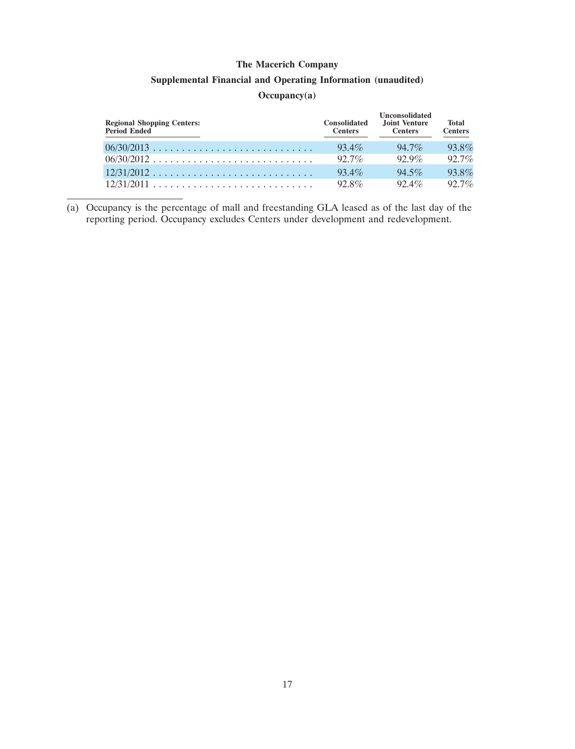# The Macerich Company

## Supplemental Financial and Operating Information (unaudited)

### Occupancy(a)

| Regional Shopping Centers: Period Ended | Consolidated Centers | Unconsolidated Joint Venture Centers | Total Centers |
|---|---|---|---|
| 06/30/2013 | 93.4% | 94.7% | 93.8% |
| 06/30/2012 | 92.7% | 92.9% | 92.7% |
| 12/31/2012 | 93.4% | 94.5% | 93.8% |
| 12/31/2011 | 92.8% | 92.4% | 92.7% |

(a) Occupancy is the percentage of mall and freestanding GLA leased as of the last day of the reporting period. Occupancy excludes Centers under development and redevelopment.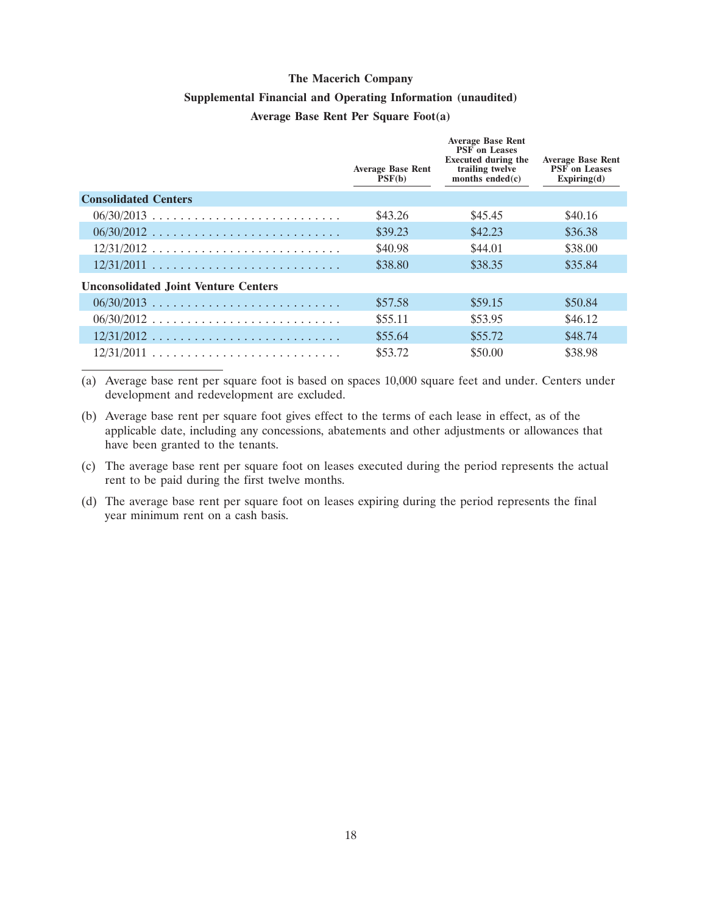**The Macerich Company**

**Supplemental Financial and Operating Information (unaudited)**

**Average Base Rent Per Square Foot(a)**

| | Average Base Rent PSF(b) | Average Base Rent PSF on Leases Executed during the trailing twelve months ended(c) | Average Base Rent PSF on Leases Expiring(d) |
|---|---|---|---|
| **Consolidated Centers** | | | |
| 06/30/2013 | $43.26 | $45.45 | $40.16 |
| 06/30/2012 | $39.23 | $42.23 | $36.38 |
| 12/31/2012 | $40.98 | $44.01 | $38.00 |
| 12/31/2011 | $38.80 | $38.35 | $35.84 |
| **Unconsolidated Joint Venture Centers** | | | |
| 06/30/2013 | $57.58 | $59.15 | $50.84 |
| 06/30/2012 | $55.11 | $53.95 | $46.12 |
| 12/31/2012 | $55.64 | $55.72 | $48.74 |
| 12/31/2011 | $53.72 | $50.00 | $38.98 |

(a) Average base rent per square foot is based on spaces 10,000 square feet and under. Centers under development and redevelopment are excluded.

(b) Average base rent per square foot gives effect to the terms of each lease in effect, as of the applicable date, including any concessions, abatements and other adjustments or allowances that have been granted to the tenants.

(c) The average base rent per square foot on leases executed during the period represents the actual rent to be paid during the first twelve months.

(d) The average base rent per square foot on leases expiring during the period represents the final year minimum rent on a cash basis.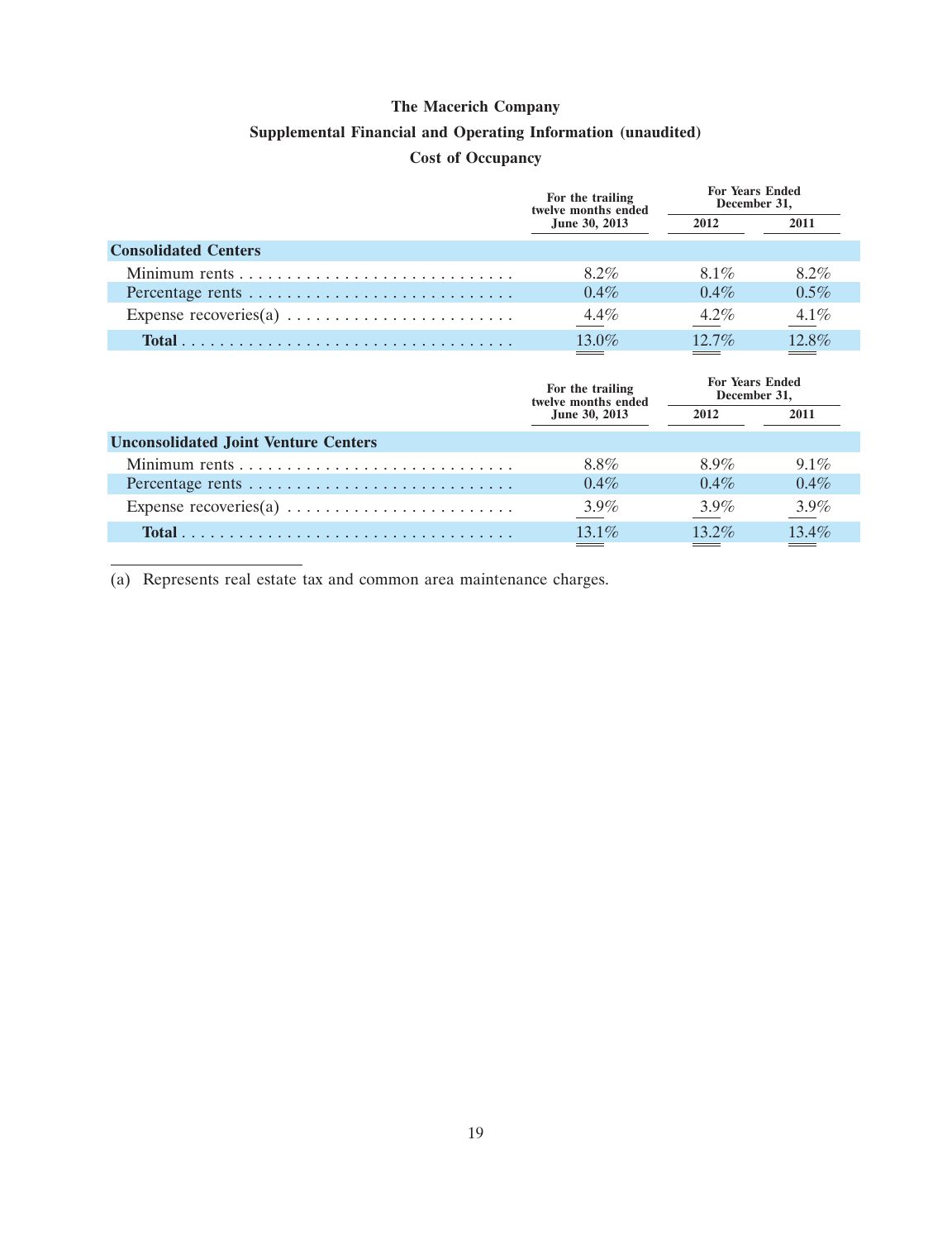# The Macerich Company

## Supplemental Financial and Operating Information (unaudited)

## Cost of Occupancy

| | For the trailing twelve months ended June 30, 2013 | For Years Ended December 31, | |
|---|---|---|---|
| | | 2012 | 2011 |
| **Consolidated Centers** | | | |
| Minimum rents | 8.2% | 8.1% | 8.2% |
| Percentage rents | 0.4% | 0.4% | 0.5% |
| Expense recoveries(a) | 4.4% | 4.2% | 4.1% |
| **Total** | 13.0% | 12.7% | 12.8% |

| | For the trailing twelve months ended June 30, 2013 | For Years Ended December 31, | |
|---|---|---|---|
| | | 2012 | 2011 |
| **Unconsolidated Joint Venture Centers** | | | |
| Minimum rents | 8.8% | 8.9% | 9.1% |
| Percentage rents | 0.4% | 0.4% | 0.4% |
| Expense recoveries(a) | 3.9% | 3.9% | 3.9% |
| **Total** | 13.1% | 13.2% | 13.4% |

(a) Represents real estate tax and common area maintenance charges.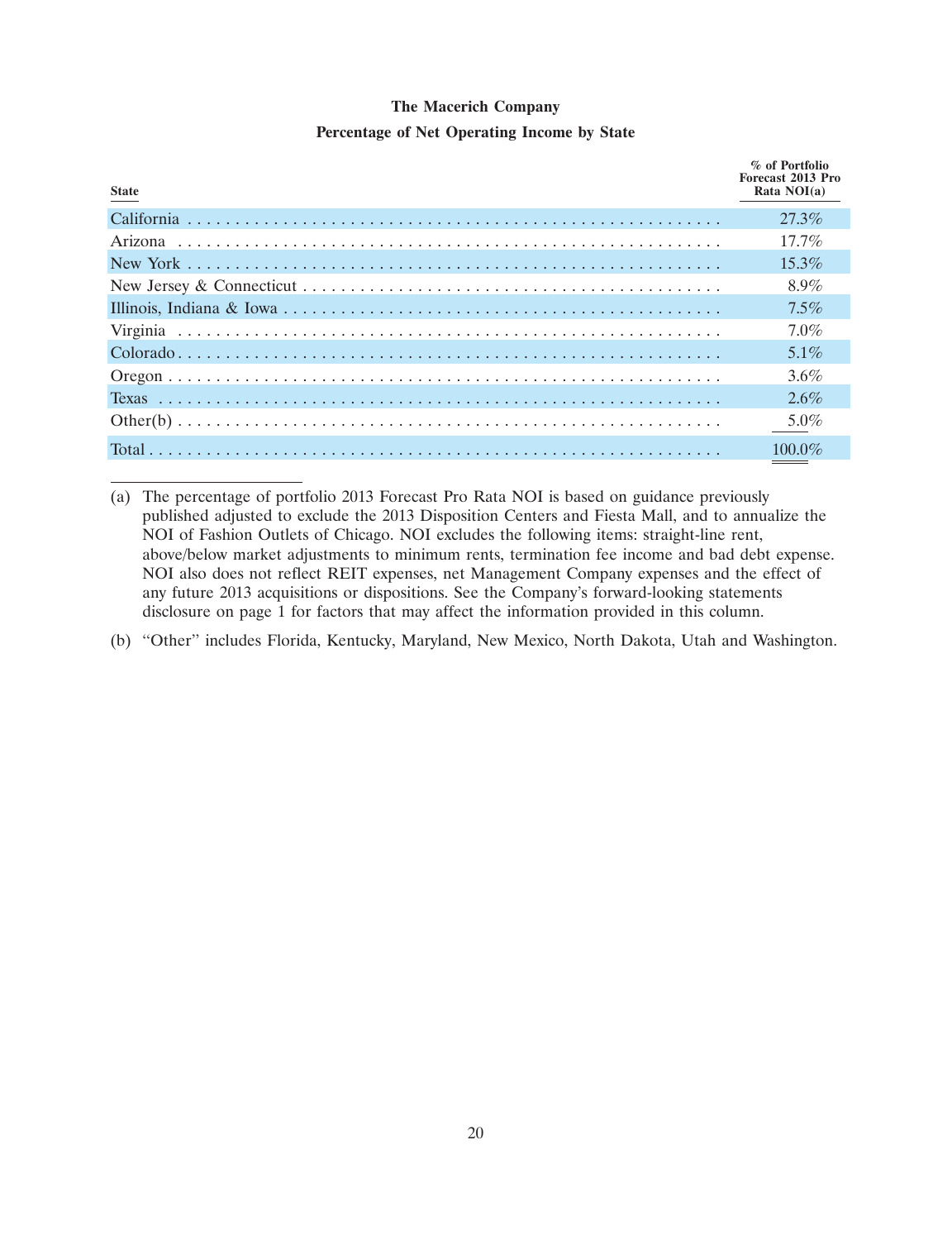# The Macerich Company

## Percentage of Net Operating Income by State

| State | % of Portfolio Forecast 2013 Pro Rata NOI(a) |
|---|---|
| California | 27.3% |
| Arizona | 17.7% |
| New York | 15.3% |
| New Jersey & Connecticut | 8.9% |
| Illinois, Indiana & Iowa | 7.5% |
| Virginia | 7.0% |
| Colorado | 5.1% |
| Oregon | 3.6% |
| Texas | 2.6% |
| Other(b) | 5.0% |
| Total | 100.0% |

(a) The percentage of portfolio 2013 Forecast Pro Rata NOI is based on guidance previously published adjusted to exclude the 2013 Disposition Centers and Fiesta Mall, and to annualize the NOI of Fashion Outlets of Chicago. NOI excludes the following items: straight-line rent, above/below market adjustments to minimum rents, termination fee income and bad debt expense. NOI also does not reflect REIT expenses, net Management Company expenses and the effect of any future 2013 acquisitions or dispositions. See the Company's forward-looking statements disclosure on page 1 for factors that may affect the information provided in this column.

(b) "Other" includes Florida, Kentucky, Maryland, New Mexico, North Dakota, Utah and Washington.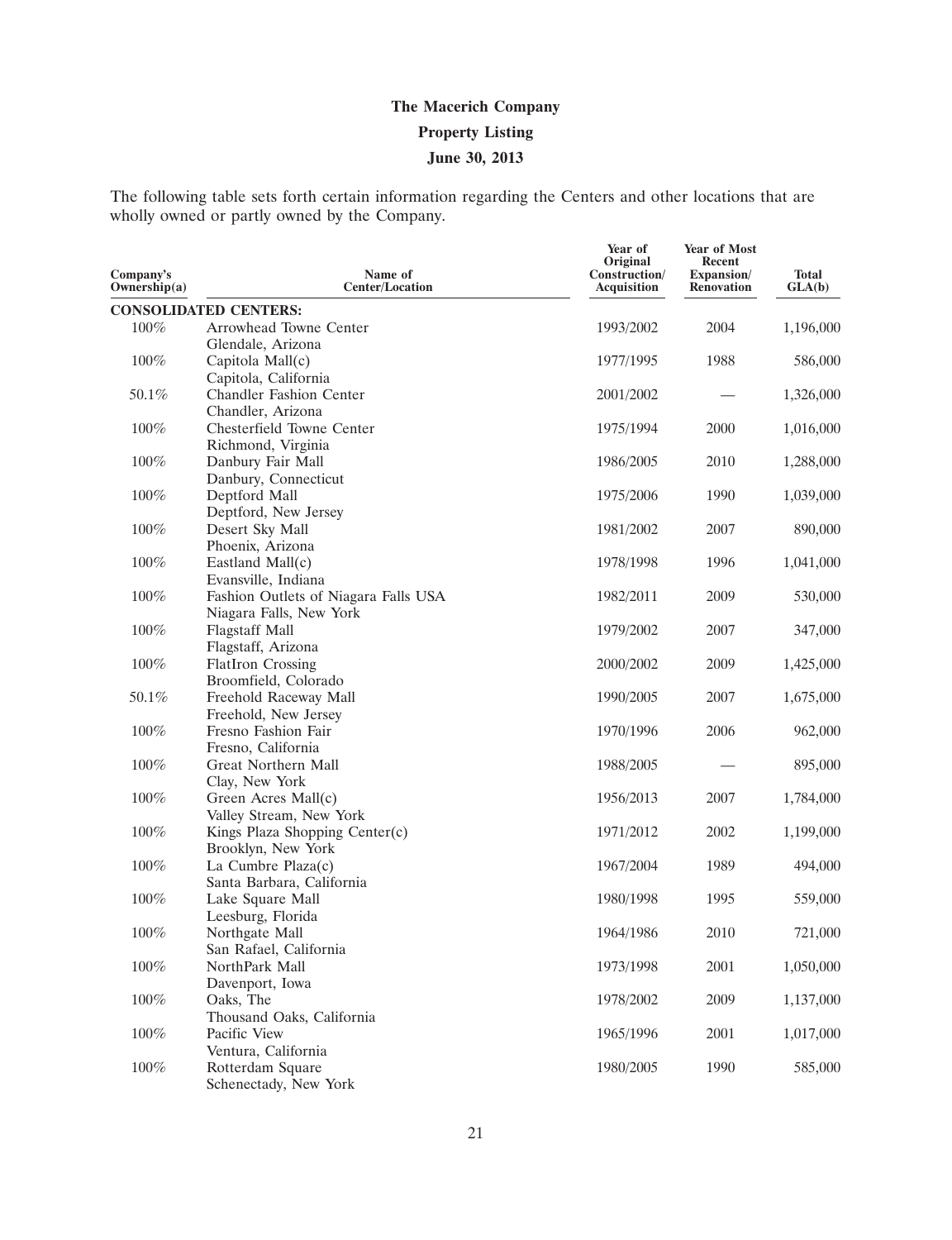# The Macerich Company

## Property Listing

### June 30, 2013

The following table sets forth certain information regarding the Centers and other locations that are wholly owned or partly owned by the Company.

| Company's Ownership(a) | Name of Center/Location | Year of Original Construction/ Acquisition | Year of Most Recent Expansion/ Renovation | Total GLA(b) |
|---|---|---|---|---|
| **CONSOLIDATED CENTERS:** | | | | |
| 100% | Arrowhead Towne Center<br>Glendale, Arizona | 1993/2002 | 2004 | 1,196,000 |
| 100% | Capitola Mall(c)<br>Capitola, California | 1977/1995 | 1988 | 586,000 |
| 50.1% | Chandler Fashion Center<br>Chandler, Arizona | 2001/2002 | — | 1,326,000 |
| 100% | Chesterfield Towne Center<br>Richmond, Virginia | 1975/1994 | 2000 | 1,016,000 |
| 100% | Danbury Fair Mall<br>Danbury, Connecticut | 1986/2005 | 2010 | 1,288,000 |
| 100% | Deptford Mall<br>Deptford, New Jersey | 1975/2006 | 1990 | 1,039,000 |
| 100% | Desert Sky Mall<br>Phoenix, Arizona | 1981/2002 | 2007 | 890,000 |
| 100% | Eastland Mall(c)<br>Evansville, Indiana | 1978/1998 | 1996 | 1,041,000 |
| 100% | Fashion Outlets of Niagara Falls USA<br>Niagara Falls, New York | 1982/2011 | 2009 | 530,000 |
| 100% | Flagstaff Mall<br>Flagstaff, Arizona | 1979/2002 | 2007 | 347,000 |
| 100% | FlatIron Crossing<br>Broomfield, Colorado | 2000/2002 | 2009 | 1,425,000 |
| 50.1% | Freehold Raceway Mall<br>Freehold, New Jersey | 1990/2005 | 2007 | 1,675,000 |
| 100% | Fresno Fashion Fair<br>Fresno, California | 1970/1996 | 2006 | 962,000 |
| 100% | Great Northern Mall<br>Clay, New York | 1988/2005 | — | 895,000 |
| 100% | Green Acres Mall(c)<br>Valley Stream, New York | 1956/2013 | 2007 | 1,784,000 |
| 100% | Kings Plaza Shopping Center(c)<br>Brooklyn, New York | 1971/2012 | 2002 | 1,199,000 |
| 100% | La Cumbre Plaza(c)<br>Santa Barbara, California | 1967/2004 | 1989 | 494,000 |
| 100% | Lake Square Mall<br>Leesburg, Florida | 1980/1998 | 1995 | 559,000 |
| 100% | Northgate Mall<br>San Rafael, California | 1964/1986 | 2010 | 721,000 |
| 100% | NorthPark Mall<br>Davenport, Iowa | 1973/1998 | 2001 | 1,050,000 |
| 100% | Oaks, The<br>Thousand Oaks, California | 1978/2002 | 2009 | 1,137,000 |
| 100% | Pacific View<br>Ventura, California | 1965/1996 | 2001 | 1,017,000 |
| 100% | Rotterdam Square<br>Schenectady, New York | 1980/2005 | 1990 | 585,000 |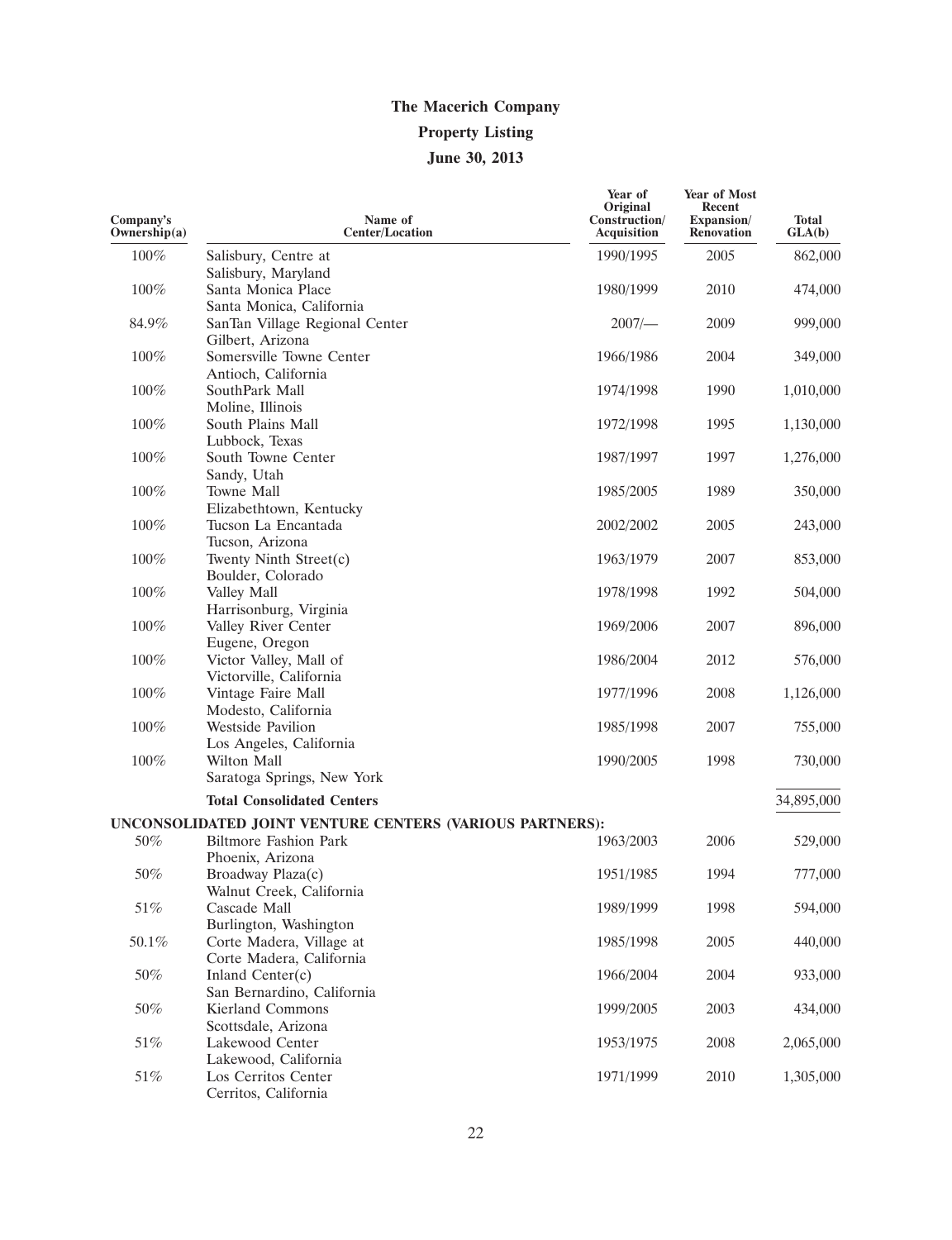# The Macerich Company

## Property Listing

## June 30, 2013

| Company's Ownership(a) | Name of Center/Location | Year of Original Construction/ Acquisition | Year of Most Recent Expansion/ Renovation | Total GLA(b) |
|---|---|---|---|---|
| 100% | Salisbury, Centre at<br>Salisbury, Maryland | 1990/1995 | 2005 | 862,000 |
| 100% | Santa Monica Place<br>Santa Monica, California | 1980/1999 | 2010 | 474,000 |
| 84.9% | SanTan Village Regional Center<br>Gilbert, Arizona | 2007/— | 2009 | 999,000 |
| 100% | Somersville Towne Center<br>Antioch, California | 1966/1986 | 2004 | 349,000 |
| 100% | SouthPark Mall<br>Moline, Illinois | 1974/1998 | 1990 | 1,010,000 |
| 100% | South Plains Mall<br>Lubbock, Texas | 1972/1998 | 1995 | 1,130,000 |
| 100% | South Towne Center<br>Sandy, Utah | 1987/1997 | 1997 | 1,276,000 |
| 100% | Towne Mall<br>Elizabethtown, Kentucky | 1985/2005 | 1989 | 350,000 |
| 100% | Tucson La Encantada<br>Tucson, Arizona | 2002/2002 | 2005 | 243,000 |
| 100% | Twenty Ninth Street(c)<br>Boulder, Colorado | 1963/1979 | 2007 | 853,000 |
| 100% | Valley Mall<br>Harrisonburg, Virginia | 1978/1998 | 1992 | 504,000 |
| 100% | Valley River Center<br>Eugene, Oregon | 1969/2006 | 2007 | 896,000 |
| 100% | Victor Valley, Mall of<br>Victorville, California | 1986/2004 | 2012 | 576,000 |
| 100% | Vintage Faire Mall<br>Modesto, California | 1977/1996 | 2008 | 1,126,000 |
| 100% | Westside Pavilion<br>Los Angeles, California | 1985/1998 | 2007 | 755,000 |
| 100% | Wilton Mall<br>Saratoga Springs, New York | 1990/2005 | 1998 | 730,000 |
| | **Total Consolidated Centers** | | | 34,895,000 |
| **UNCONSOLIDATED JOINT VENTURE CENTERS (VARIOUS PARTNERS):** | | | | |
| 50% | Biltmore Fashion Park<br>Phoenix, Arizona | 1963/2003 | 2006 | 529,000 |
| 50% | Broadway Plaza(c)<br>Walnut Creek, California | 1951/1985 | 1994 | 777,000 |
| 51% | Cascade Mall<br>Burlington, Washington | 1989/1999 | 1998 | 594,000 |
| 50.1% | Corte Madera, Village at<br>Corte Madera, California | 1985/1998 | 2005 | 440,000 |
| 50% | Inland Center(c)<br>San Bernardino, California | 1966/2004 | 2004 | 933,000 |
| 50% | Kierland Commons<br>Scottsdale, Arizona | 1999/2005 | 2003 | 434,000 |
| 51% | Lakewood Center<br>Lakewood, California | 1953/1975 | 2008 | 2,065,000 |
| 51% | Los Cerritos Center<br>Cerritos, California | 1971/1999 | 2010 | 1,305,000 |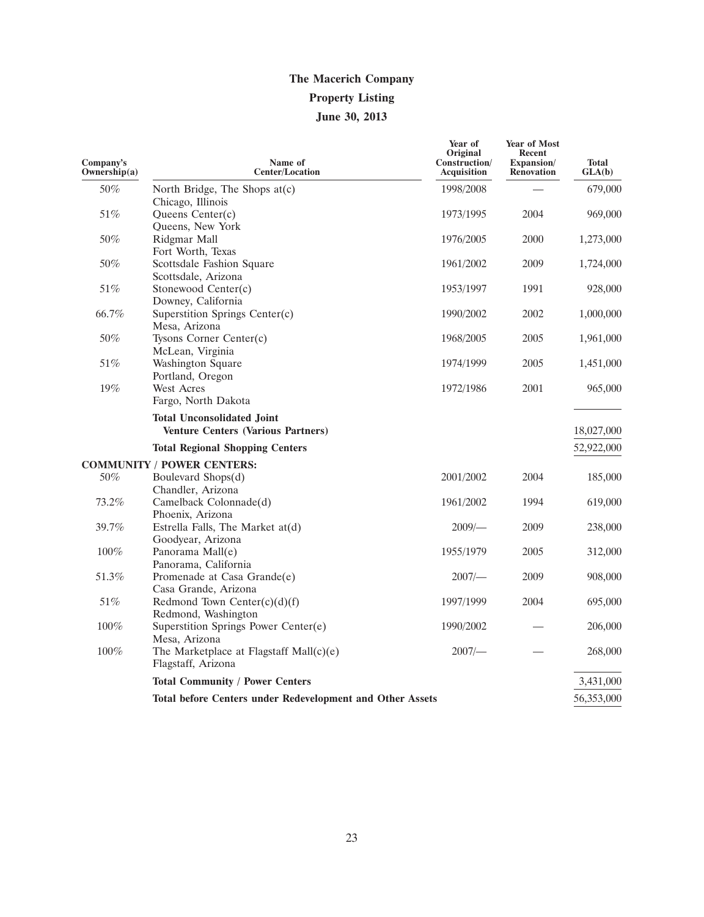# The Macerich Company

## Property Listing

## June 30, 2013

| Company's Ownership(a) | Name of Center/Location | Year of Original Construction/ Acquisition | Year of Most Recent Expansion/ Renovation | Total GLA(b) |
|---|---|---|---|---|
| 50% | North Bridge, The Shops at(c)<br>Chicago, Illinois | 1998/2008 | — | 679,000 |
| 51% | Queens Center(c)<br>Queens, New York | 1973/1995 | 2004 | 969,000 |
| 50% | Ridgmar Mall<br>Fort Worth, Texas | 1976/2005 | 2000 | 1,273,000 |
| 50% | Scottsdale Fashion Square<br>Scottsdale, Arizona | 1961/2002 | 2009 | 1,724,000 |
| 51% | Stonewood Center(c)<br>Downey, California | 1953/1997 | 1991 | 928,000 |
| 66.7% | Superstition Springs Center(c)<br>Mesa, Arizona | 1990/2002 | 2002 | 1,000,000 |
| 50% | Tysons Corner Center(c)<br>McLean, Virginia | 1968/2005 | 2005 | 1,961,000 |
| 51% | Washington Square<br>Portland, Oregon | 1974/1999 | 2005 | 1,451,000 |
| 19% | West Acres<br>Fargo, North Dakota | 1972/1986 | 2001 | 965,000 |
| | **Total Unconsolidated Joint Venture Centers (Various Partners)** | | | 18,027,000 |
| | **Total Regional Shopping Centers** | | | 52,922,000 |
| **COMMUNITY / POWER CENTERS:** | | | | |
| 50% | Boulevard Shops(d)<br>Chandler, Arizona | 2001/2002 | 2004 | 185,000 |
| 73.2% | Camelback Colonnade(d)<br>Phoenix, Arizona | 1961/2002 | 1994 | 619,000 |
| 39.7% | Estrella Falls, The Market at(d)<br>Goodyear, Arizona | 2009/— | 2009 | 238,000 |
| 100% | Panorama Mall(e)<br>Panorama, California | 1955/1979 | 2005 | 312,000 |
| 51.3% | Promenade at Casa Grande(e)<br>Casa Grande, Arizona | 2007/— | 2009 | 908,000 |
| 51% | Redmond Town Center(c)(d)(f)<br>Redmond, Washington | 1997/1999 | 2004 | 695,000 |
| 100% | Superstition Springs Power Center(e)<br>Mesa, Arizona | 1990/2002 | — | 206,000 |
| 100% | The Marketplace at Flagstaff Mall(c)(e)<br>Flagstaff, Arizona | 2007/— | — | 268,000 |
| | **Total Community / Power Centers** | | | 3,431,000 |
| | **Total before Centers under Redevelopment and Other Assets** | | | 56,353,000 |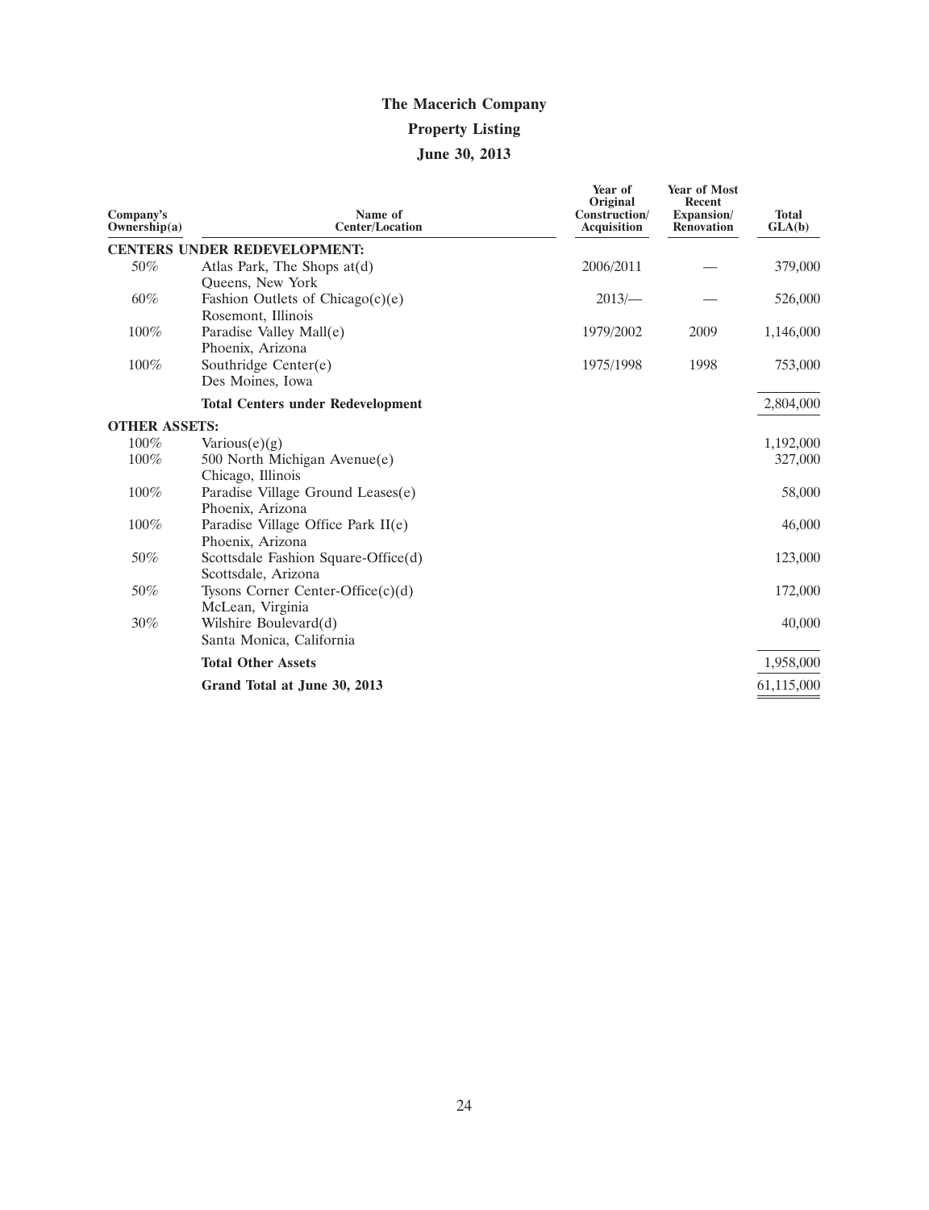# The Macerich Company

## Property Listing

## June 30, 2013

| Company's Ownership(a) | Name of Center/Location | Year of Original Construction/ Acquisition | Year of Most Recent Expansion/ Renovation | Total GLA(b) |
|---|---|---|---|---|
| **CENTERS UNDER REDEVELOPMENT:** | | | | |
| 50% | Atlas Park, The Shops at(d) Queens, New York | 2006/2011 | — | 379,000 |
| 60% | Fashion Outlets of Chicago(c)(e) Rosemont, Illinois | 2013/— | — | 526,000 |
| 100% | Paradise Valley Mall(e) Phoenix, Arizona | 1979/2002 | 2009 | 1,146,000 |
| 100% | Southridge Center(e) Des Moines, Iowa | 1975/1998 | 1998 | 753,000 |
| | **Total Centers under Redevelopment** | | | 2,804,000 |
| **OTHER ASSETS:** | | | | |
| 100% | Various(e)(g) | | | 1,192,000 |
| 100% | 500 North Michigan Avenue(e) Chicago, Illinois | | | 327,000 |
| 100% | Paradise Village Ground Leases(e) Phoenix, Arizona | | | 58,000 |
| 100% | Paradise Village Office Park II(e) Phoenix, Arizona | | | 46,000 |
| 50% | Scottsdale Fashion Square-Office(d) Scottsdale, Arizona | | | 123,000 |
| 50% | Tysons Corner Center-Office(c)(d) McLean, Virginia | | | 172,000 |
| 30% | Wilshire Boulevard(d) Santa Monica, California | | | 40,000 |
| | **Total Other Assets** | | | 1,958,000 |
| | **Grand Total at June 30, 2013** | | | 61,115,000 |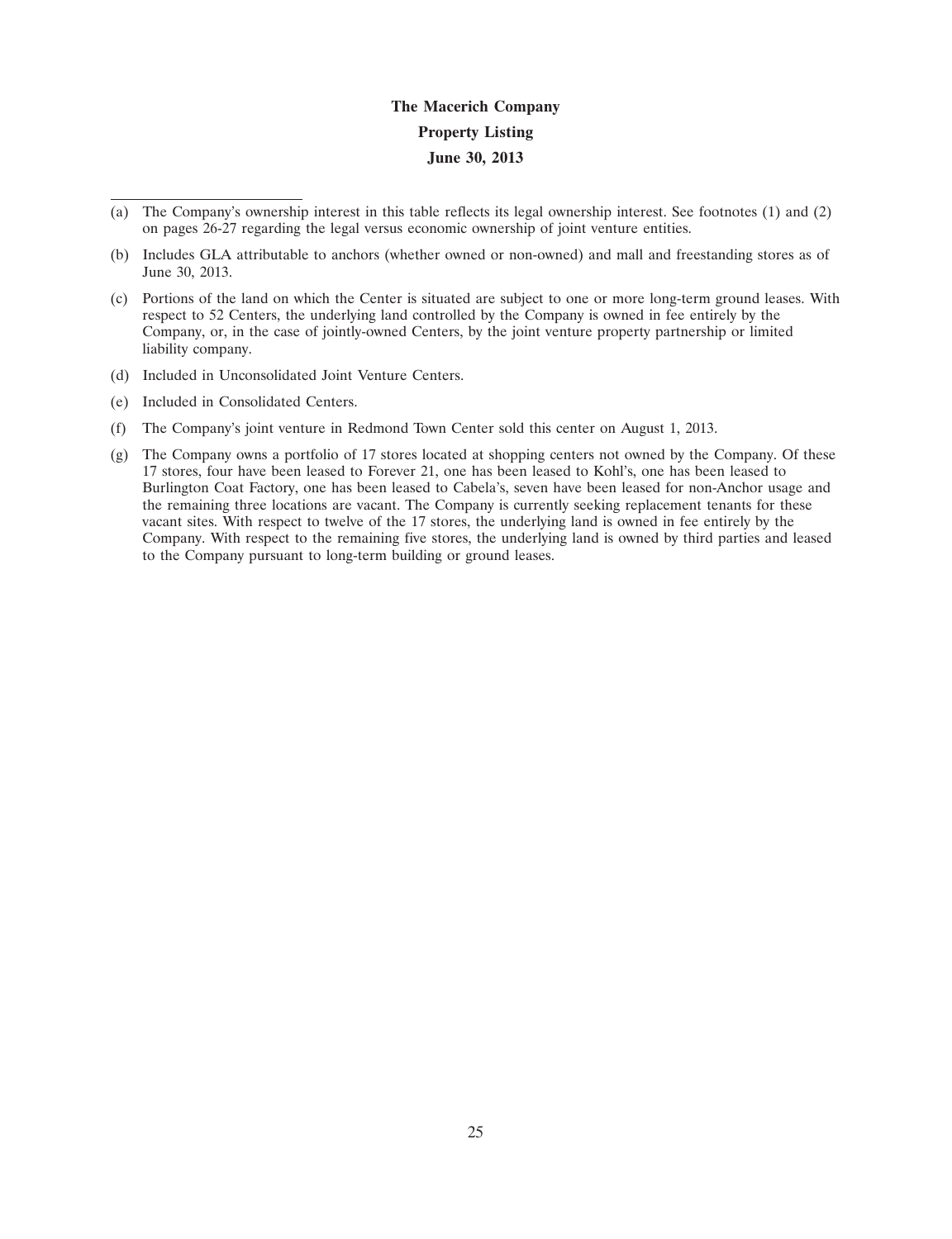**The Macerich Company**

**Property Listing**

**June 30, 2013**

---

(a) The Company's ownership interest in this table reflects its legal ownership interest. See footnotes (1) and (2) on pages 26-27 regarding the legal versus economic ownership of joint venture entities.

(b) Includes GLA attributable to anchors (whether owned or non-owned) and mall and freestanding stores as of June 30, 2013.

(c) Portions of the land on which the Center is situated are subject to one or more long-term ground leases. With respect to 52 Centers, the underlying land controlled by the Company is owned in fee entirely by the Company, or, in the case of jointly-owned Centers, by the joint venture property partnership or limited liability company.

(d) Included in Unconsolidated Joint Venture Centers.

(e) Included in Consolidated Centers.

(f) The Company's joint venture in Redmond Town Center sold this center on August 1, 2013.

(g) The Company owns a portfolio of 17 stores located at shopping centers not owned by the Company. Of these 17 stores, four have been leased to Forever 21, one has been leased to Kohl's, one has been leased to Burlington Coat Factory, one has been leased to Cabela's, seven have been leased for non-Anchor usage and the remaining three locations are vacant. The Company is currently seeking replacement tenants for these vacant sites. With respect to twelve of the 17 stores, the underlying land is owned in fee entirely by the Company. With respect to the remaining five stores, the underlying land is owned by third parties and leased to the Company pursuant to long-term building or ground leases.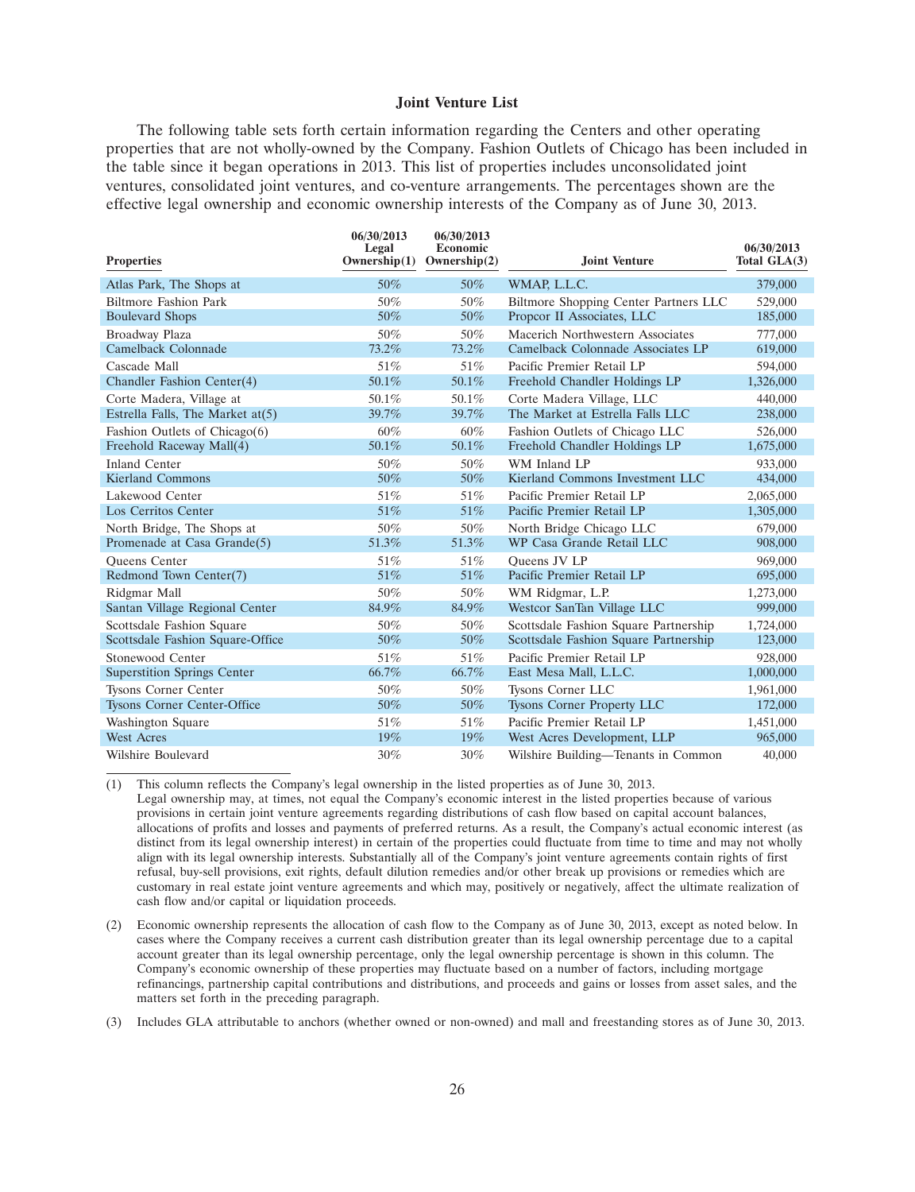### Joint Venture List

The following table sets forth certain information regarding the Centers and other operating properties that are not wholly-owned by the Company. Fashion Outlets of Chicago has been included in the table since it began operations in 2013. This list of properties includes unconsolidated joint ventures, consolidated joint ventures, and co-venture arrangements. The percentages shown are the effective legal ownership and economic ownership interests of the Company as of June 30, 2013.

| Properties | 06/30/2013 Legal Ownership(1) | 06/30/2013 Economic Ownership(2) | Joint Venture | 06/30/2013 Total GLA(3) |
|---|---|---|---|---|
| Atlas Park, The Shops at | 50% | 50% | WMAP, L.L.C. | 379,000 |
| Biltmore Fashion Park | 50% | 50% | Biltmore Shopping Center Partners LLC | 529,000 |
| Boulevard Shops | 50% | 50% | Propcor II Associates, LLC | 185,000 |
| Broadway Plaza | 50% | 50% | Macerich Northwestern Associates | 777,000 |
| Camelback Colonnade | 73.2% | 73.2% | Camelback Colonnade Associates LP | 619,000 |
| Cascade Mall | 51% | 51% | Pacific Premier Retail LP | 594,000 |
| Chandler Fashion Center(4) | 50.1% | 50.1% | Freehold Chandler Holdings LP | 1,326,000 |
| Corte Madera, Village at | 50.1% | 50.1% | Corte Madera Village, LLC | 440,000 |
| Estrella Falls, The Market at(5) | 39.7% | 39.7% | The Market at Estrella Falls LLC | 238,000 |
| Fashion Outlets of Chicago(6) | 60% | 60% | Fashion Outlets of Chicago LLC | 526,000 |
| Freehold Raceway Mall(4) | 50.1% | 50.1% | Freehold Chandler Holdings LP | 1,675,000 |
| Inland Center | 50% | 50% | WM Inland LP | 933,000 |
| Kierland Commons | 50% | 50% | Kierland Commons Investment LLC | 434,000 |
| Lakewood Center | 51% | 51% | Pacific Premier Retail LP | 2,065,000 |
| Los Cerritos Center | 51% | 51% | Pacific Premier Retail LP | 1,305,000 |
| North Bridge, The Shops at | 50% | 50% | North Bridge Chicago LLC | 679,000 |
| Promenade at Casa Grande(5) | 51.3% | 51.3% | WP Casa Grande Retail LLC | 908,000 |
| Queens Center | 51% | 51% | Queens JV LP | 969,000 |
| Redmond Town Center(7) | 51% | 51% | Pacific Premier Retail LP | 695,000 |
| Ridgmar Mall | 50% | 50% | WM Ridgmar, L.P. | 1,273,000 |
| Santan Village Regional Center | 84.9% | 84.9% | Westcor SanTan Village LLC | 999,000 |
| Scottsdale Fashion Square | 50% | 50% | Scottsdale Fashion Square Partnership | 1,724,000 |
| Scottsdale Fashion Square-Office | 50% | 50% | Scottsdale Fashion Square Partnership | 123,000 |
| Stonewood Center | 51% | 51% | Pacific Premier Retail LP | 928,000 |
| Superstition Springs Center | 66.7% | 66.7% | East Mesa Mall, L.L.C. | 1,000,000 |
| Tysons Corner Center | 50% | 50% | Tysons Corner LLC | 1,961,000 |
| Tysons Corner Center-Office | 50% | 50% | Tysons Corner Property LLC | 172,000 |
| Washington Square | 51% | 51% | Pacific Premier Retail LP | 1,451,000 |
| West Acres | 19% | 19% | West Acres Development, LLP | 965,000 |
| Wilshire Boulevard | 30% | 30% | Wilshire Building—Tenants in Common | 40,000 |

(1) This column reflects the Company's legal ownership in the listed properties as of June 30, 2013. Legal ownership may, at times, not equal the Company's economic interest in the listed properties because of various provisions in certain joint venture agreements regarding distributions of cash flow based on capital account balances, allocations of profits and losses and payments of preferred returns. As a result, the Company's actual economic interest (as distinct from its legal ownership interest) in certain of the properties could fluctuate from time to time and may not wholly align with its legal ownership interests. Substantially all of the Company's joint venture agreements contain rights of first refusal, buy-sell provisions, exit rights, default dilution remedies and/or other break up provisions or remedies which are customary in real estate joint venture agreements and which may, positively or negatively, affect the ultimate realization of cash flow and/or capital or liquidation proceeds.

(2) Economic ownership represents the allocation of cash flow to the Company as of June 30, 2013, except as noted below. In cases where the Company receives a current cash distribution greater than its legal ownership percentage due to a capital account greater than its legal ownership percentage, only the legal ownership percentage is shown in this column. The Company's economic ownership of these properties may fluctuate based on a number of factors, including mortgage refinancings, partnership capital contributions and distributions, and proceeds and gains or losses from asset sales, and the matters set forth in the preceding paragraph.

(3) Includes GLA attributable to anchors (whether owned or non-owned) and mall and freestanding stores as of June 30, 2013.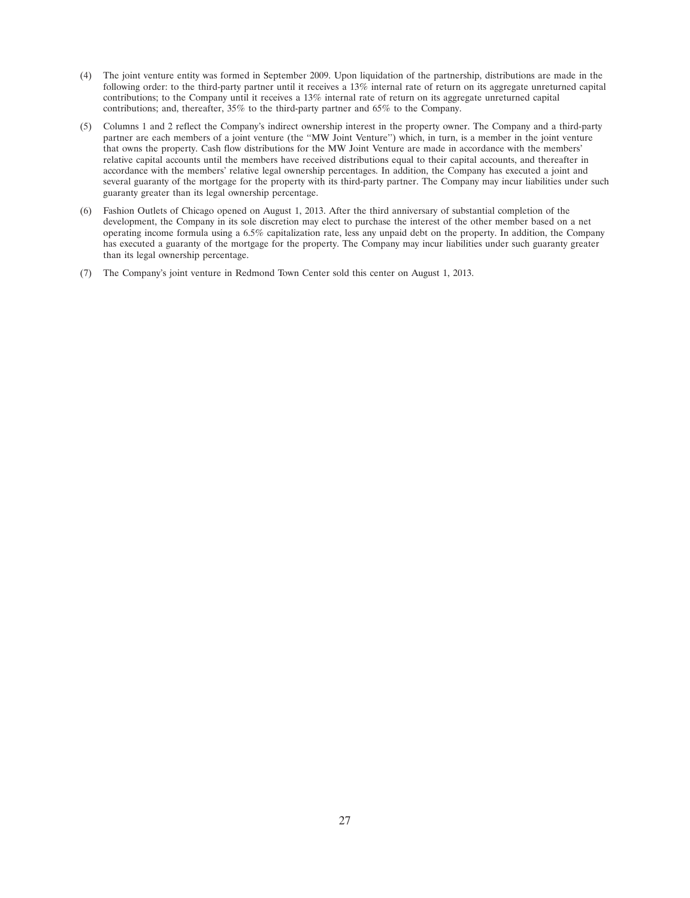(4) The joint venture entity was formed in September 2009. Upon liquidation of the partnership, distributions are made in the following order: to the third-party partner until it receives a 13% internal rate of return on its aggregate unreturned capital contributions; to the Company until it receives a 13% internal rate of return on its aggregate unreturned capital contributions; and, thereafter, 35% to the third-party partner and 65% to the Company.

(5) Columns 1 and 2 reflect the Company's indirect ownership interest in the property owner. The Company and a third-party partner are each members of a joint venture (the ''MW Joint Venture'') which, in turn, is a member in the joint venture that owns the property. Cash flow distributions for the MW Joint Venture are made in accordance with the members' relative capital accounts until the members have received distributions equal to their capital accounts, and thereafter in accordance with the members' relative legal ownership percentages. In addition, the Company has executed a joint and several guaranty of the mortgage for the property with its third-party partner. The Company may incur liabilities under such guaranty greater than its legal ownership percentage.

(6) Fashion Outlets of Chicago opened on August 1, 2013. After the third anniversary of substantial completion of the development, the Company in its sole discretion may elect to purchase the interest of the other member based on a net operating income formula using a 6.5% capitalization rate, less any unpaid debt on the property. In addition, the Company has executed a guaranty of the mortgage for the property. The Company may incur liabilities under such guaranty greater than its legal ownership percentage.

(7) The Company's joint venture in Redmond Town Center sold this center on August 1, 2013.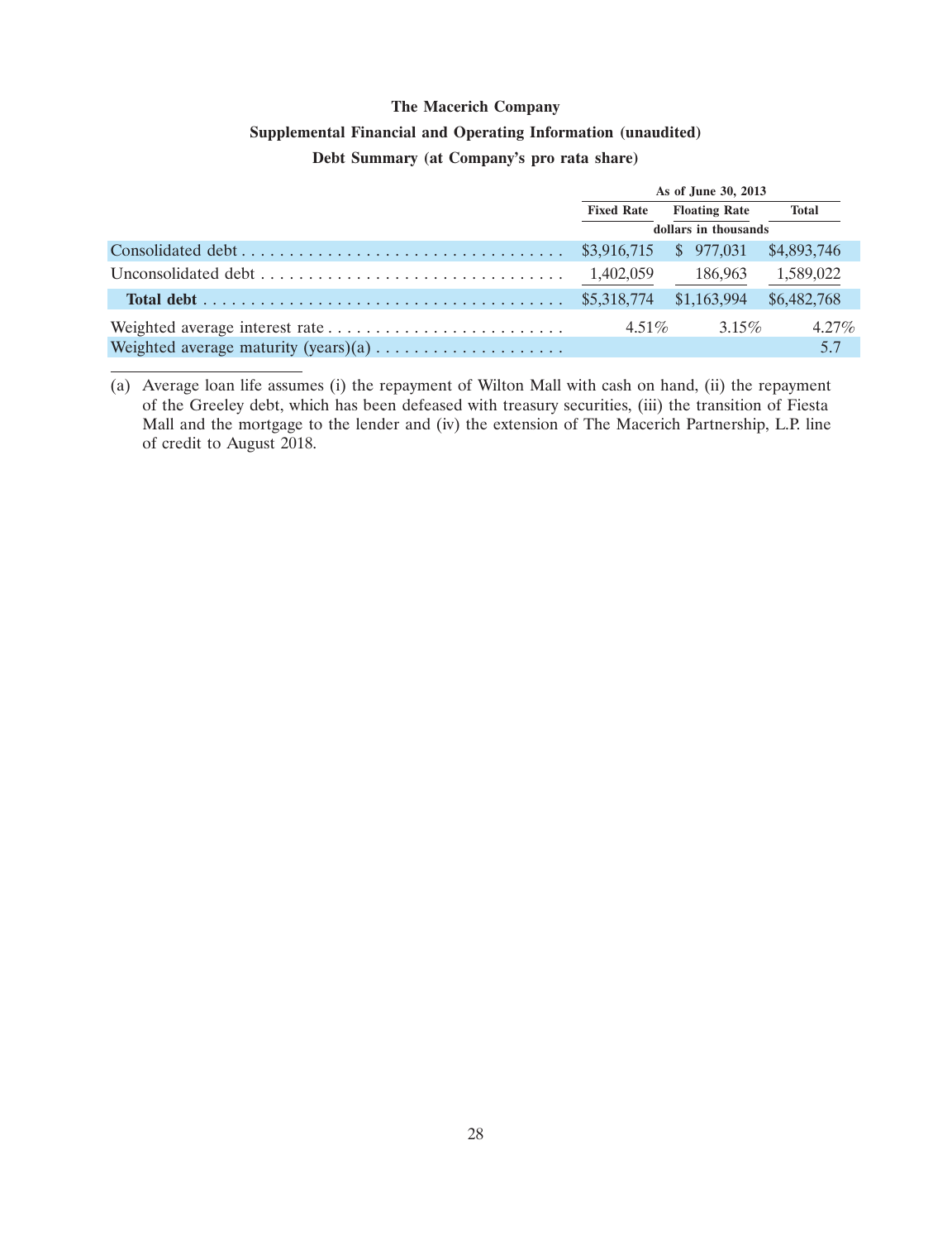**The Macerich Company**

**Supplemental Financial and Operating Information (unaudited)**

**Debt Summary (at Company's pro rata share)**

| | As of June 30, 2013 | | |
|---|---|---|---|
| | Fixed Rate | Floating Rate | Total |
| | dollars in thousands | | |
| Consolidated debt | $3,916,715 | $ 977,031 | $4,893,746 |
| Unconsolidated debt | 1,402,059 | 186,963 | 1,589,022 |
| **Total debt** | $5,318,774 | $1,163,994 | $6,482,768 |
| Weighted average interest rate | 4.51% | 3.15% | 4.27% |
| Weighted average maturity (years)(a) | | | 5.7 |

(a) Average loan life assumes (i) the repayment of Wilton Mall with cash on hand, (ii) the repayment of the Greeley debt, which has been defeased with treasury securities, (iii) the transition of Fiesta Mall and the mortgage to the lender and (iv) the extension of The Macerich Partnership, L.P. line of credit to August 2018.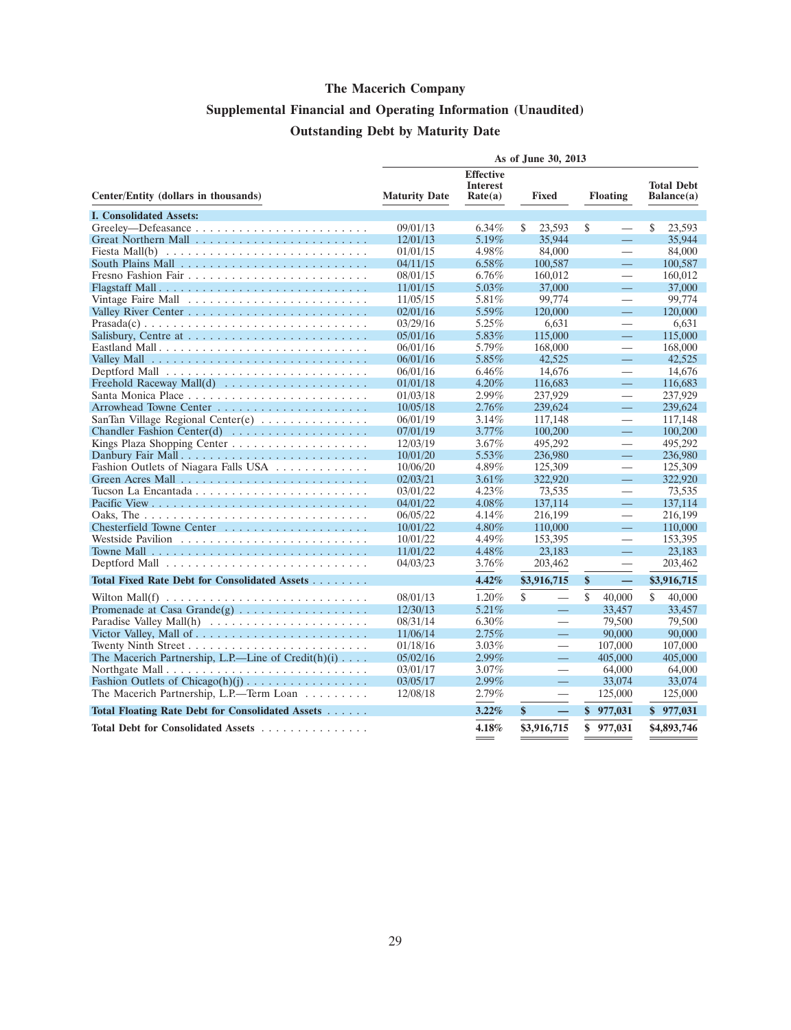# The Macerich Company

## Supplemental Financial and Operating Information (Unaudited)

## Outstanding Debt by Maturity Date

| Center/Entity (dollars in thousands) | As of June 30, 2013 | | | | |
|---|---|---|---|---|---|
| | Maturity Date | Effective Interest Rate(a) | Fixed | Floating | Total Debt Balance(a) |
| **I. Consolidated Assets:** | | | | | |
| Greeley—Defeasance | 09/01/13 | 6.34% | $ 23,593 | $ — | $ 23,593 |
| Great Northern Mall | 12/01/13 | 5.19% | 35,944 | — | 35,944 |
| Fiesta Mall(b) | 01/01/15 | 4.98% | 84,000 | — | 84,000 |
| South Plains Mall | 04/11/15 | 6.58% | 100,587 | — | 100,587 |
| Fresno Fashion Fair | 08/01/15 | 6.76% | 160,012 | — | 160,012 |
| Flagstaff Mall | 11/01/15 | 5.03% | 37,000 | — | 37,000 |
| Vintage Faire Mall | 11/05/15 | 5.81% | 99,774 | — | 99,774 |
| Valley River Center | 02/01/16 | 5.59% | 120,000 | — | 120,000 |
| Prasada(c) | 03/29/16 | 5.25% | 6,631 | — | 6,631 |
| Salisbury, Centre at | 05/01/16 | 5.83% | 115,000 | — | 115,000 |
| Eastland Mall | 06/01/16 | 5.79% | 168,000 | — | 168,000 |
| Valley Mall | 06/01/16 | 5.85% | 42,525 | — | 42,525 |
| Deptford Mall | 06/01/16 | 6.46% | 14,676 | — | 14,676 |
| Freehold Raceway Mall(d) | 01/01/18 | 4.20% | 116,683 | — | 116,683 |
| Santa Monica Place | 01/03/18 | 2.99% | 237,929 | — | 237,929 |
| Arrowhead Towne Center | 10/05/18 | 2.76% | 239,624 | — | 239,624 |
| SanTan Village Regional Center(e) | 06/01/19 | 3.14% | 117,148 | — | 117,148 |
| Chandler Fashion Center(d) | 07/01/19 | 3.77% | 100,200 | — | 100,200 |
| Kings Plaza Shopping Center | 12/03/19 | 3.67% | 495,292 | — | 495,292 |
| Danbury Fair Mall | 10/01/20 | 5.53% | 236,980 | — | 236,980 |
| Fashion Outlets of Niagara Falls USA | 10/06/20 | 4.89% | 125,309 | — | 125,309 |
| Green Acres Mall | 02/03/21 | 3.61% | 322,920 | — | 322,920 |
| Tucson La Encantada | 03/01/22 | 4.23% | 73,535 | — | 73,535 |
| Pacific View | 04/01/22 | 4.08% | 137,114 | — | 137,114 |
| Oaks, The | 06/05/22 | 4.14% | 216,199 | — | 216,199 |
| Chesterfield Towne Center | 10/01/22 | 4.80% | 110,000 | — | 110,000 |
| Westside Pavilion | 10/01/22 | 4.49% | 153,395 | — | 153,395 |
| Towne Mall | 11/01/22 | 4.48% | 23,183 | — | 23,183 |
| Deptford Mall | 04/03/23 | 3.76% | 203,462 | — | 203,462 |
| **Total Fixed Rate Debt for Consolidated Assets** | | **4.42%** | **$3,916,715** | **$ —** | **$3,916,715** |
| Wilton Mall(f) | 08/01/13 | 1.20% | $ — | $ 40,000 | $ 40,000 |
| Promenade at Casa Grande(g) | 12/30/13 | 5.21% | — | 33,457 | 33,457 |
| Paradise Valley Mall(h) | 08/31/14 | 6.30% | — | 79,500 | 79,500 |
| Victor Valley, Mall of | 11/06/14 | 2.75% | — | 90,000 | 90,000 |
| Twenty Ninth Street | 01/18/16 | 3.03% | — | 107,000 | 107,000 |
| The Macerich Partnership, L.P.—Line of Credit(h)(i) | 05/02/16 | 2.99% | — | 405,000 | 405,000 |
| Northgate Mall | 03/01/17 | 3.07% | — | 64,000 | 64,000 |
| Fashion Outlets of Chicago(h)(j) | 03/05/17 | 2.99% | — | 33,074 | 33,074 |
| The Macerich Partnership, L.P.—Term Loan | 12/08/18 | 2.79% | — | 125,000 | 125,000 |
| **Total Floating Rate Debt for Consolidated Assets** | | **3.22%** | **$ —** | **$ 977,031** | **$ 977,031** |
| **Total Debt for Consolidated Assets** | | **4.18%** | **$3,916,715** | **$ 977,031** | **$4,893,746** |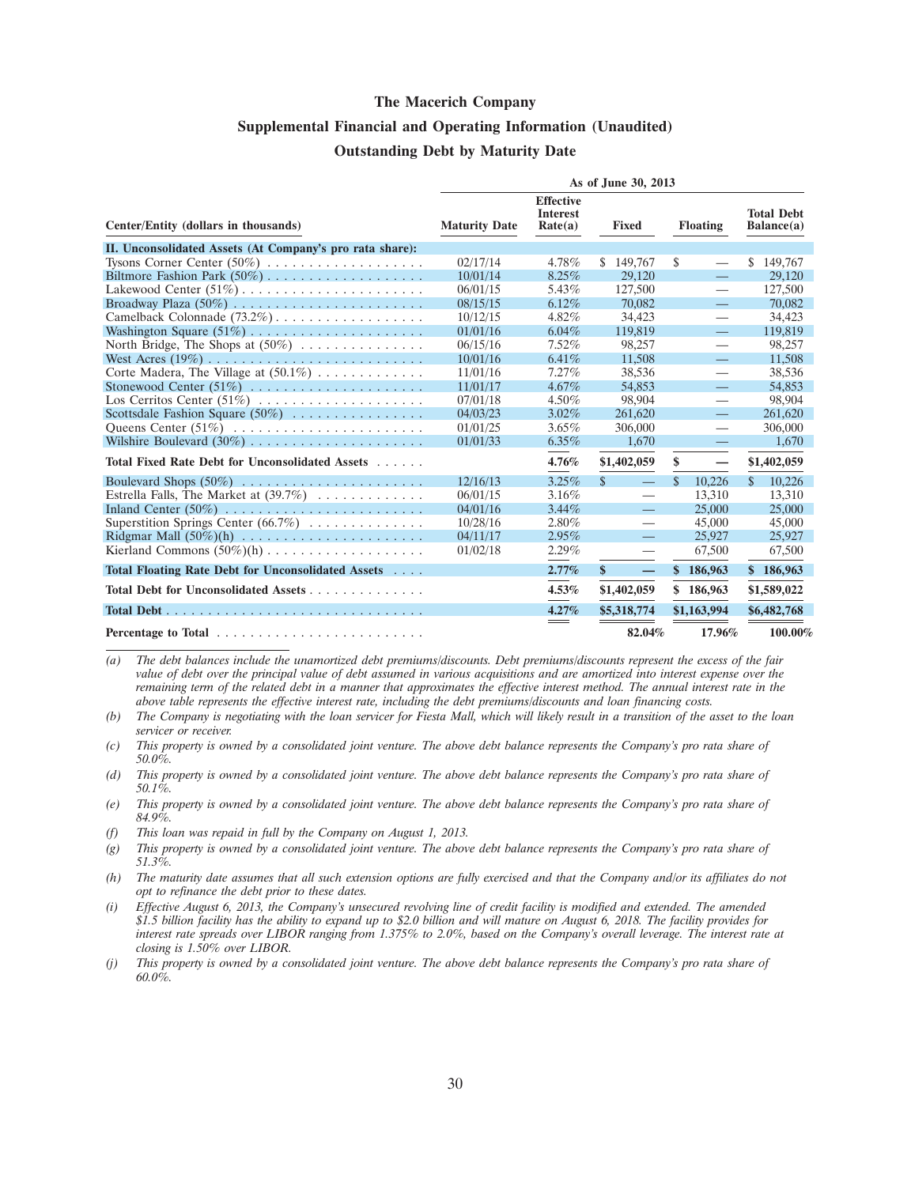# The Macerich Company

## Supplemental Financial and Operating Information (Unaudited)

### Outstanding Debt by Maturity Date

| Center/Entity (dollars in thousands) | As of June 30, 2013 | | | | |
|---|---|---|---|---|---|
| | Maturity Date | Effective Interest Rate(a) | Fixed | Floating | Total Debt Balance(a) |
| **II. Unconsolidated Assets (At Company's pro rata share):** | | | | | |
| Tysons Corner Center (50%) | 02/17/14 | 4.78% | $ 149,767 | $ — | $ 149,767 |
| Biltmore Fashion Park (50%) | 10/01/14 | 8.25% | 29,120 | — | 29,120 |
| Lakewood Center (51%) | 06/01/15 | 5.43% | 127,500 | — | 127,500 |
| Broadway Plaza (50%) | 08/15/15 | 6.12% | 70,082 | — | 70,082 |
| Camelback Colonnade (73.2%) | 10/12/15 | 4.82% | 34,423 | — | 34,423 |
| Washington Square (51%) | 01/01/16 | 6.04% | 119,819 | — | 119,819 |
| North Bridge, The Shops at (50%) | 06/15/16 | 7.52% | 98,257 | — | 98,257 |
| West Acres (19%) | 10/01/16 | 6.41% | 11,508 | — | 11,508 |
| Corte Madera, The Village at (50.1%) | 11/01/16 | 7.27% | 38,536 | — | 38,536 |
| Stonewood Center (51%) | 11/01/17 | 4.67% | 54,853 | — | 54,853 |
| Los Cerritos Center (51%) | 07/01/18 | 4.50% | 98,904 | — | 98,904 |
| Scottsdale Fashion Square (50%) | 04/03/23 | 3.02% | 261,620 | — | 261,620 |
| Queens Center (51%) | 01/01/25 | 3.65% | 306,000 | — | 306,000 |
| Wilshire Boulevard (30%) | 01/01/33 | 6.35% | 1,670 | — | 1,670 |
| **Total Fixed Rate Debt for Unconsolidated Assets** | | **4.76%** | **$1,402,059** | **$ —** | **$1,402,059** |
| Boulevard Shops (50%) | 12/16/13 | 3.25% | $ — | $ 10,226 | $ 10,226 |
| Estrella Falls, The Market at (39.7%) | 06/01/15 | 3.16% | — | 13,310 | 13,310 |
| Inland Center (50%) | 04/01/16 | 3.44% | — | 25,000 | 25,000 |
| Superstition Springs Center (66.7%) | 10/28/16 | 2.80% | — | 45,000 | 45,000 |
| Ridgmar Mall (50%)(h) | 04/11/17 | 2.95% | — | 25,927 | 25,927 |
| Kierland Commons (50%)(h) | 01/02/18 | 2.29% | — | 67,500 | 67,500 |
| **Total Floating Rate Debt for Unconsolidated Assets** | | **2.77%** | **$ —** | **$ 186,963** | **$ 186,963** |
| **Total Debt for Unconsolidated Assets** | | **4.53%** | **$1,402,059** | **$ 186,963** | **$1,589,022** |
| **Total Debt** | | **4.27%** | **$5,318,774** | **$1,163,994** | **$6,482,768** |
| **Percentage to Total** | | | **82.04%** | **17.96%** | **100.00%** |

*(a) The debt balances include the unamortized debt premiums/discounts. Debt premiums/discounts represent the excess of the fair value of debt over the principal value of debt assumed in various acquisitions and are amortized into interest expense over the remaining term of the related debt in a manner that approximates the effective interest method. The annual interest rate in the above table represents the effective interest rate, including the debt premiums/discounts and loan financing costs.*

*(b) The Company is negotiating with the loan servicer for Fiesta Mall, which will likely result in a transition of the asset to the loan servicer or receiver.*

*(c) This property is owned by a consolidated joint venture. The above debt balance represents the Company's pro rata share of 50.0%.*

*(d) This property is owned by a consolidated joint venture. The above debt balance represents the Company's pro rata share of 50.1%.*

*(e) This property is owned by a consolidated joint venture. The above debt balance represents the Company's pro rata share of 84.9%.*

*(f) This loan was repaid in full by the Company on August 1, 2013.*

*(g) This property is owned by a consolidated joint venture. The above debt balance represents the Company's pro rata share of 51.3%.*

*(h) The maturity date assumes that all such extension options are fully exercised and that the Company and/or its affiliates do not opt to refinance the debt prior to these dates.*

*(i) Effective August 6, 2013, the Company's unsecured revolving line of credit facility is modified and extended. The amended $1.5 billion facility has the ability to expand up to $2.0 billion and will mature on August 6, 2018. The facility provides for interest rate spreads over LIBOR ranging from 1.375% to 2.0%, based on the Company's overall leverage. The interest rate at closing is 1.50% over LIBOR.*

*(j) This property is owned by a consolidated joint venture. The above debt balance represents the Company's pro rata share of 60.0%.*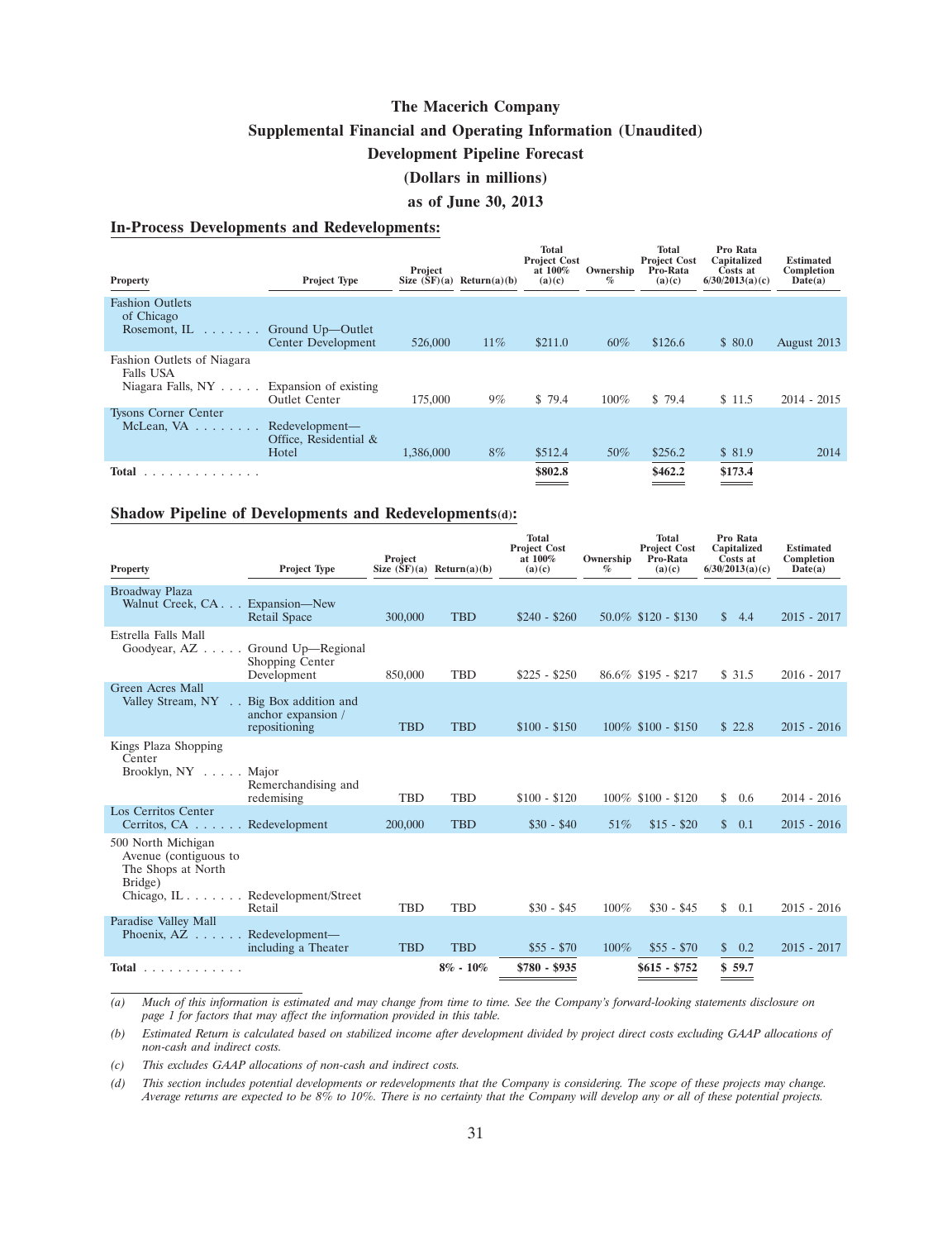# The Macerich Company

## Supplemental Financial and Operating Information (Unaudited)

## Development Pipeline Forecast

## (Dollars in millions)

## as of June 30, 2013

### In-Process Developments and Redevelopments:

| Property | Project Type | Project Size (SF)(a) | Return(a)(b) | Total Project Cost at 100% (a)(c) | Ownership % | Total Project Cost Pro-Rata (a)(c) | Pro Rata Capitalized Costs at 6/30/2013(a)(c) | Estimated Completion Date(a) |
|---|---|---|---|---|---|---|---|---|
| Fashion Outlets of Chicago Rosemont, IL | Ground Up—Outlet Center Development | 526,000 | 11% | $211.0 | 60% | $126.6 | $ 80.0 | August 2013 |
| Fashion Outlets of Niagara Falls USA Niagara Falls, NY | Expansion of existing Outlet Center | 175,000 | 9% | $ 79.4 | 100% | $ 79.4 | $ 11.5 | 2014 - 2015 |
| Tysons Corner Center McLean, VA | Redevelopment—Office, Residential & Hotel | 1,386,000 | 8% | $512.4 | 50% | $256.2 | $ 81.9 | 2014 |
| **Total** | | | | **$802.8** | | **$462.2** | **$173.4** | |

### Shadow Pipeline of Developments and Redevelopments(d):

| Property | Project Type | Project Size (SF)(a) | Return(a)(b) | Total Project Cost at 100% (a)(c) | Ownership % | Total Project Cost Pro-Rata (a)(c) | Pro Rata Capitalized Costs at 6/30/2013(a)(c) | Estimated Completion Date(a) |
|---|---|---|---|---|---|---|---|---|
| Broadway Plaza Walnut Creek, CA | Expansion—New Retail Space | 300,000 | TBD | $240 - $260 | 50.0% | $120 - $130 | $ 4.4 | 2015 - 2017 |
| Estrella Falls Mall Goodyear, AZ | Ground Up—Regional Shopping Center Development | 850,000 | TBD | $225 - $250 | 86.6% | $195 - $217 | $ 31.5 | 2016 - 2017 |
| Green Acres Mall Valley Stream, NY | Big Box addition and anchor expansion / repositioning | TBD | TBD | $100 - $150 | 100% | $100 - $150 | $ 22.8 | 2015 - 2016 |
| Kings Plaza Shopping Center Brooklyn, NY | Major Remerchandising and redemising | TBD | TBD | $100 - $120 | 100% | $100 - $120 | $ 0.6 | 2014 - 2016 |
| Los Cerritos Center Cerritos, CA | Redevelopment | 200,000 | TBD | $30 - $40 | 51% | $15 - $20 | $ 0.1 | 2015 - 2016 |
| 500 North Michigan Avenue (contiguous to The Shops at North Bridge) Chicago, IL | Redevelopment/Street Retail | TBD | TBD | $30 - $45 | 100% | $30 - $45 | $ 0.1 | 2015 - 2016 |
| Paradise Valley Mall Phoenix, AZ | Redevelopment—including a Theater | TBD | TBD | $55 - $70 | 100% | $55 - $70 | $ 0.2 | 2015 - 2017 |
| **Total** | | | **8% - 10%** | **$780 - $935** | | **$615 - $752** | **$ 59.7** | |

*(a) Much of this information is estimated and may change from time to time. See the Company's forward-looking statements disclosure on page 1 for factors that may affect the information provided in this table.*

*(b) Estimated Return is calculated based on stabilized income after development divided by project direct costs excluding GAAP allocations of non-cash and indirect costs.*

*(c) This excludes GAAP allocations of non-cash and indirect costs.*

*(d) This section includes potential developments or redevelopments that the Company is considering. The scope of these projects may change. Average returns are expected to be 8% to 10%. There is no certainty that the Company will develop any or all of these potential projects.*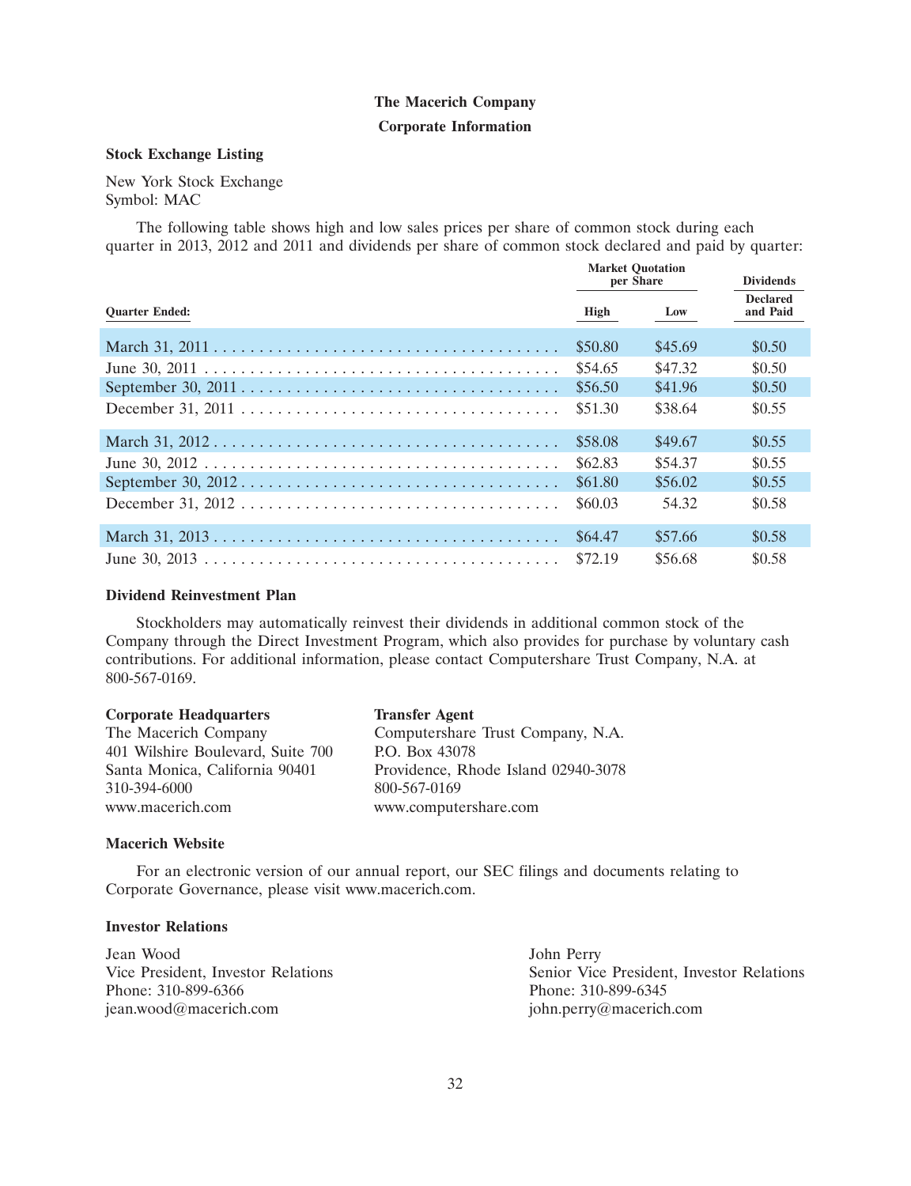# The Macerich Company

## Corporate Information

### Stock Exchange Listing

New York Stock Exchange
Symbol: MAC

The following table shows high and low sales prices per share of common stock during each quarter in 2013, 2012 and 2011 and dividends per share of common stock declared and paid by quarter:

| | Market Quotation per Share | | Dividends |
|---|---|---|---|
| **Quarter Ended:** | **High** | **Low** | **Declared and Paid** |
| March 31, 2011 | $50.80 | $45.69 | $0.50 |
| June 30, 2011 | $54.65 | $47.32 | $0.50 |
| September 30, 2011 | $56.50 | $41.96 | $0.50 |
| December 31, 2011 | $51.30 | $38.64 | $0.55 |
| March 31, 2012 | $58.08 | $49.67 | $0.55 |
| June 30, 2012 | $62.83 | $54.37 | $0.55 |
| September 30, 2012 | $61.80 | $56.02 | $0.55 |
| December 31, 2012 | $60.03 | 54.32 | $0.58 |
| March 31, 2013 | $64.47 | $57.66 | $0.58 |
| June 30, 2013 | $72.19 | $56.68 | $0.58 |

### Dividend Reinvestment Plan

Stockholders may automatically reinvest their dividends in additional common stock of the Company through the Direct Investment Program, which also provides for purchase by voluntary cash contributions. For additional information, please contact Computershare Trust Company, N.A. at 800-567-0169.

**Corporate Headquarters**
The Macerich Company
401 Wilshire Boulevard, Suite 700
Santa Monica, California 90401
310-394-6000
www.macerich.com

**Transfer Agent**
Computershare Trust Company, N.A.
P.O. Box 43078
Providence, Rhode Island 02940-3078
800-567-0169
www.computershare.com

### Macerich Website

For an electronic version of our annual report, our SEC filings and documents relating to Corporate Governance, please visit www.macerich.com.

### Investor Relations

Jean Wood
Vice President, Investor Relations
Phone: 310-899-6366
jean.wood@macerich.com

John Perry
Senior Vice President, Investor Relations
Phone: 310-899-6345
john.perry@macerich.com